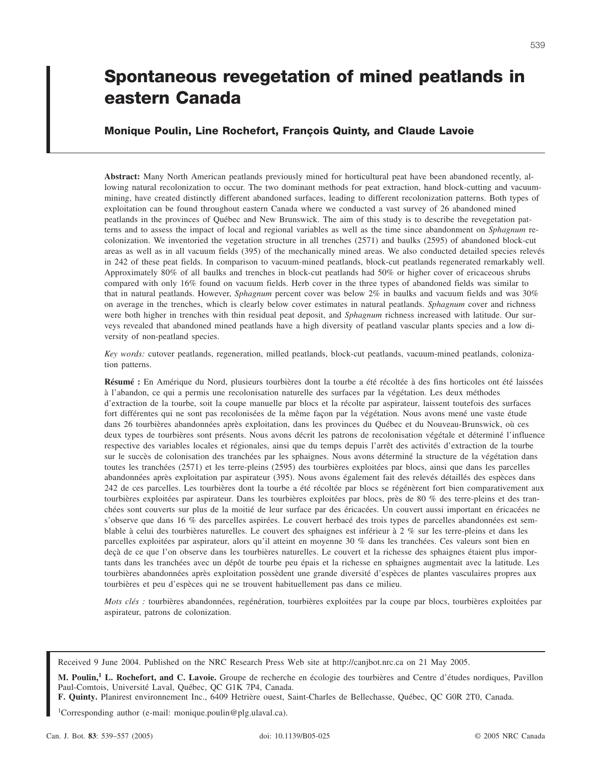# Spontaneous revegetation of mined peatlands in eastern Canada

**Monique Poulin, Line Rochefort, François Quinty, and Claude Lavoie**

**Abstract:** Many North American peatlands previously mined for horticultural peat have been abandoned recently, allowing natural recolonization to occur. The two dominant methods for peat extraction, hand block-cutting and vacuum-mining, have created distinctly different abandoned surfaces, leading to different recolonization patterns. Both types of exploitation can be found throughout eastern Canada where we conducted a vast survey of 26 abandoned mined peatlands in the provinces of Québec and New Brunswick. The aim of this study is to describe the revegetation patterns and to assess the impact of local and regional variables as well as the time since abandonment on *Sphagnum* recolonization. We inventoried the vegetation structure in all trenches (2571) and baulks (2595) of abandoned block-cut areas as well as in all vacuum fields (395) of the mechanically mined areas. We also conducted detailed species relevés in 242 of these peat fields. In comparison to vacuum-mined peatlands, block-cut peatlands regenerated remarkably well. Approximately 80% of all baulks and trenches in block-cut peatlands had 50% or higher cover of ericaceous shrubs compared with only 16% found on vacuum fields. Herb cover in the three types of abandoned fields was similar to that in natural peatlands. However, *Sphagnum* percent cover was below 2% in baulks and vacuum fields and was 30% on average in the trenches, which is clearly below cover estimates in natural peatlands. *Sphagnum* cover and richness were both higher in trenches with thin residual peat deposit, and *Sphagnum* richness increased with latitude. Our surveys revealed that abandoned mined peatlands have a high diversity of peatland vascular plants species and a low diversity of non-peatland species.

*Key words:* cutover peatlands, regeneration, milled peatlands, block-cut peatlands, vacuum-mined peatlands, colonization patterns.

**Résumé :** En Amérique du Nord, plusieurs tourbières dont la tourbe a été récoltée à des fins horticoles ont été laissées à l'abandon, ce qui a permis une recolonisation naturelle des surfaces par la végétation. Les deux méthodes d'extraction de la tourbe, soit la coupe manuelle par blocs et la récolte par aspirateur, laissent toutefois des surfaces fort différentes qui ne sont pas recolonisées de la même façon par la végétation. Nous avons mené une vaste étude dans 26 tourbières abandonnées après exploitation, dans les provinces du Québec et du Nouveau-Brunswick, où ces deux types de tourbières sont présents. Nous avons décrit les patrons de recolonisation végétale et déterminé l'influence respective des variables locales et régionales, ainsi que du temps depuis l'arrêt des activités d'extraction de la tourbe sur le succès de colonisation des tranchées par les sphaignes. Nous avons déterminé la structure de la végétation dans toutes les tranchées (2571) et les terre-pleins (2595) des tourbières exploitées par blocs, ainsi que dans les parcelles abandonnées après exploitation par aspirateur (395). Nous avons également fait des relevés détaillés des espèces dans 242 de ces parcelles. Les tourbières dont la tourbe a été récoltée par blocs se régénèrent fort bien comparativement aux tourbières exploitées par aspirateur. Dans les tourbières exploitées par blocs, près de 80 % des terre-pleins et des tranchées sont couverts sur plus de la moitié de leur surface par des éricacées. Un couvert aussi important en éricacées ne s'observe que dans 16 % des parcelles aspirées. Le couvert herbacé des trois types de parcelles abandonnées est semblable à celui des tourbières naturelles. Le couvert des sphaignes est inférieur à 2 % sur les terre-pleins et dans les parcelles exploitées par aspirateur, alors qu'il atteint en moyenne 30 % dans les tranchées. Ces valeurs sont bien en deçà de ce que l'on observe dans les tourbières naturelles. Le couvert et la richesse des sphaignes étaient plus importants dans les tranchées avec un dépôt de tourbe peu épais et la richesse en sphaignes augmentait avec la latitude. Les tourbières abandonnées après exploitation possèdent une grande diversité d'espèces de plantes vasculaires propres aux tourbières et peu d'espèces qui ne se trouvent habituellement pas dans ce milieu.

*Mots clés :* tourbières abandonnées, regénération, tourbières exploitées par la coupe par blocs, tourbières exploitées par aspirateur, patrons de colonization.

Received 9 June 2004. Published on the NRC Research Press Web site at http://canjbot.nrc.ca on 21 May 2005.

**M. Poulin,[1] L. Rochefort, and C. Lavoie.** Groupe de recherche en écologie des tourbières and Centre d'études nordiques, Pavillon Paul-Comtois, Université Laval, Québec, QC G1K 7P4, Canada.
**F. Quinty.** Planirest environnement Inc., 6409 Hetrière ouest, Saint-Charles de Bellechasse, Québec, QC G0R 2T0, Canada.

[1]Corresponding author (e-mail: monique.poulin@plg.ulaval.ca).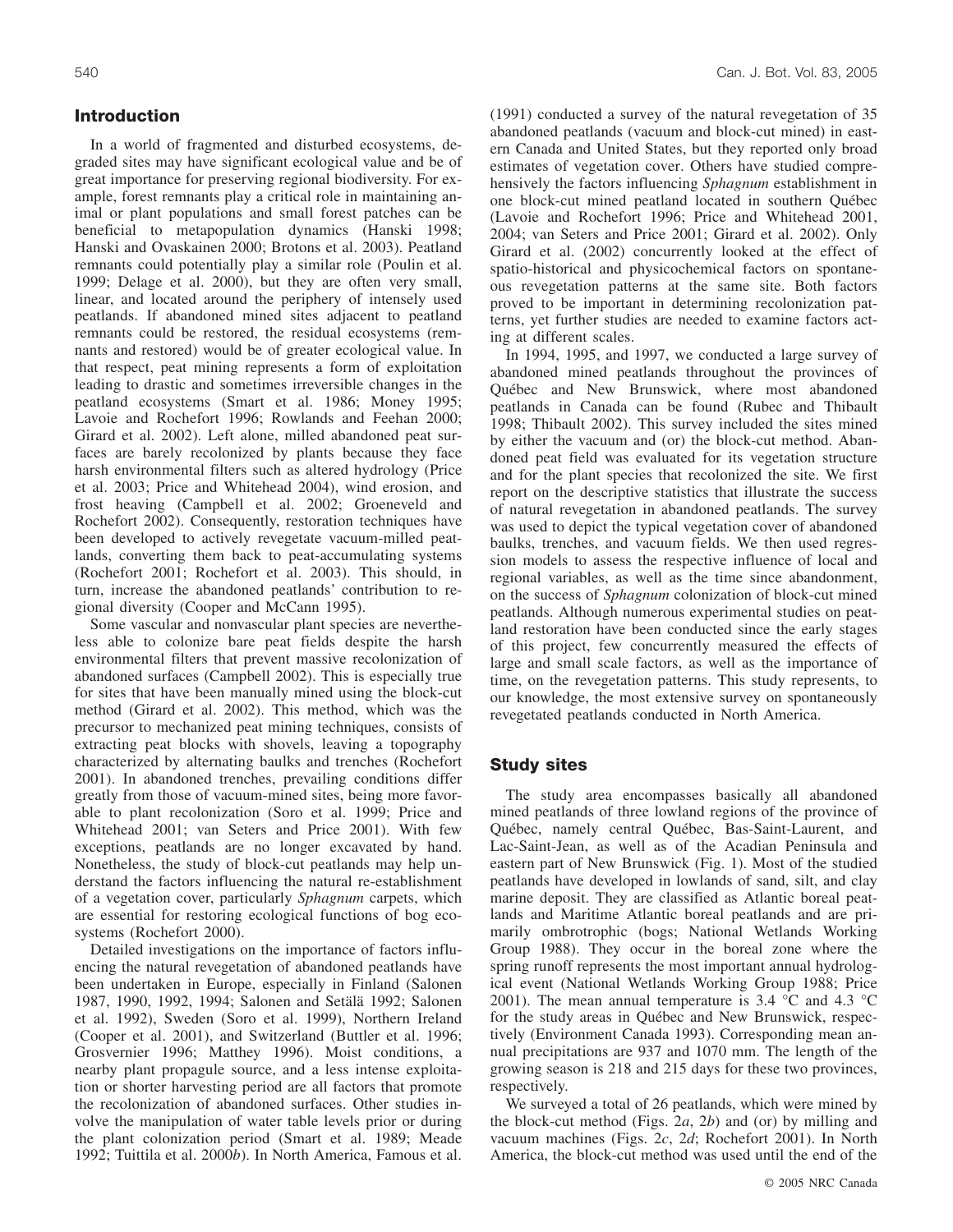## Introduction

In a world of fragmented and disturbed ecosystems, degraded sites may have significant ecological value and be of great importance for preserving regional biodiversity. For example, forest remnants play a critical role in maintaining animal or plant populations and small forest patches can be beneficial to metapopulation dynamics (Hanski 1998; Hanski and Ovaskainen 2000; Brotons et al. 2003). Peatland remnants could potentially play a similar role (Poulin et al. 1999; Delage et al. 2000), but they are often very small, linear, and located around the periphery of intensely used peatlands. If abandoned mined sites adjacent to peatland remnants could be restored, the residual ecosystems (remnants and restored) would be of greater ecological value. In that respect, peat mining represents a form of exploitation leading to drastic and sometimes irreversible changes in the peatland ecosystems (Smart et al. 1986; Money 1995; Lavoie and Rochefort 1996; Rowlands and Feehan 2000; Girard et al. 2002). Left alone, milled abandoned peat surfaces are barely recolonized by plants because they face harsh environmental filters such as altered hydrology (Price et al. 2003; Price and Whitehead 2004), wind erosion, and frost heaving (Campbell et al. 2002; Groeneveld and Rochefort 2002). Consequently, restoration techniques have been developed to actively revegetate vacuum-milled peatlands, converting them back to peat-accumulating systems (Rochefort 2001; Rochefort et al. 2003). This should, in turn, increase the abandoned peatlands' contribution to regional diversity (Cooper and McCann 1995).

Some vascular and nonvascular plant species are nevertheless able to colonize bare peat fields despite the harsh environmental filters that prevent massive recolonization of abandoned surfaces (Campbell 2002). This is especially true for sites that have been manually mined using the block-cut method (Girard et al. 2002). This method, which was the precursor to mechanized peat mining techniques, consists of extracting peat blocks with shovels, leaving a topography characterized by alternating baulks and trenches (Rochefort 2001). In abandoned trenches, prevailing conditions differ greatly from those of vacuum-mined sites, being more favorable to plant recolonization (Soro et al. 1999; Price and Whitehead 2001; van Seters and Price 2001). With few exceptions, peatlands are no longer excavated by hand. Nonetheless, the study of block-cut peatlands may help understand the factors influencing the natural re-establishment of a vegetation cover, particularly *Sphagnum* carpets, which are essential for restoring ecological functions of bog ecosystems (Rochefort 2000).

Detailed investigations on the importance of factors influencing the natural revegetation of abandoned peatlands have been undertaken in Europe, especially in Finland (Salonen 1987, 1990, 1992, 1994; Salonen and Setälä 1992; Salonen et al. 1992), Sweden (Soro et al. 1999), Northern Ireland (Cooper et al. 2001), and Switzerland (Buttler et al. 1996; Grosvernier 1996; Matthey 1996). Moist conditions, a nearby plant propagule source, and a less intense exploitation or shorter harvesting period are all factors that promote the recolonization of abandoned surfaces. Other studies involve the manipulation of water table levels prior or during the plant colonization period (Smart et al. 1989; Meade 1992; Tuittila et al. 2000*b*). In North America, Famous et al. (1991) conducted a survey of the natural revegetation of 35 abandoned peatlands (vacuum and block-cut mined) in eastern Canada and United States, but they reported only broad estimates of vegetation cover. Others have studied comprehensively the factors influencing *Sphagnum* establishment in one block-cut mined peatland located in southern Québec (Lavoie and Rochefort 1996; Price and Whitehead 2001, 2004; van Seters and Price 2001; Girard et al. 2002). Only Girard et al. (2002) concurrently looked at the effect of spatio-historical and physicochemical factors on spontaneous revegetation patterns at the same site. Both factors proved to be important in determining recolonization patterns, yet further studies are needed to examine factors acting at different scales.

In 1994, 1995, and 1997, we conducted a large survey of abandoned mined peatlands throughout the provinces of Québec and New Brunswick, where most abandoned peatlands in Canada can be found (Rubec and Thibault 1998; Thibault 2002). This survey included the sites mined by either the vacuum and (or) the block-cut method. Abandoned peat field was evaluated for its vegetation structure and for the plant species that recolonized the site. We first report on the descriptive statistics that illustrate the success of natural revegetation in abandoned peatlands. The survey was used to depict the typical vegetation cover of abandoned baulks, trenches, and vacuum fields. We then used regression models to assess the respective influence of local and regional variables, as well as the time since abandonment, on the success of *Sphagnum* colonization of block-cut mined peatlands. Although numerous experimental studies on peatland restoration have been conducted since the early stages of this project, few concurrently measured the effects of large and small scale factors, as well as the importance of time, on the revegetation patterns. This study represents, to our knowledge, the most extensive survey on spontaneously revegetated peatlands conducted in North America.

## Study sites

The study area encompasses basically all abandoned mined peatlands of three lowland regions of the province of Québec, namely central Québec, Bas-Saint-Laurent, and Lac-Saint-Jean, as well as of the Acadian Peninsula and eastern part of New Brunswick (Fig. 1). Most of the studied peatlands have developed in lowlands of sand, silt, and clay marine deposit. They are classified as Atlantic boreal peatlands and Maritime Atlantic boreal peatlands and are primarily ombrotrophic (bogs; National Wetlands Working Group 1988). They occur in the boreal zone where the spring runoff represents the most important annual hydrological event (National Wetlands Working Group 1988; Price 2001). The mean annual temperature is 3.4 °C and 4.3 °C for the study areas in Québec and New Brunswick, respectively (Environment Canada 1993). Corresponding mean annual precipitations are 937 and 1070 mm. The length of the growing season is 218 and 215 days for these two provinces, respectively.

We surveyed a total of 26 peatlands, which were mined by the block-cut method (Figs. 2*a*, 2*b*) and (or) by milling and vacuum machines (Figs. 2*c*, 2*d*; Rochefort 2001). In North America, the block-cut method was used until the end of the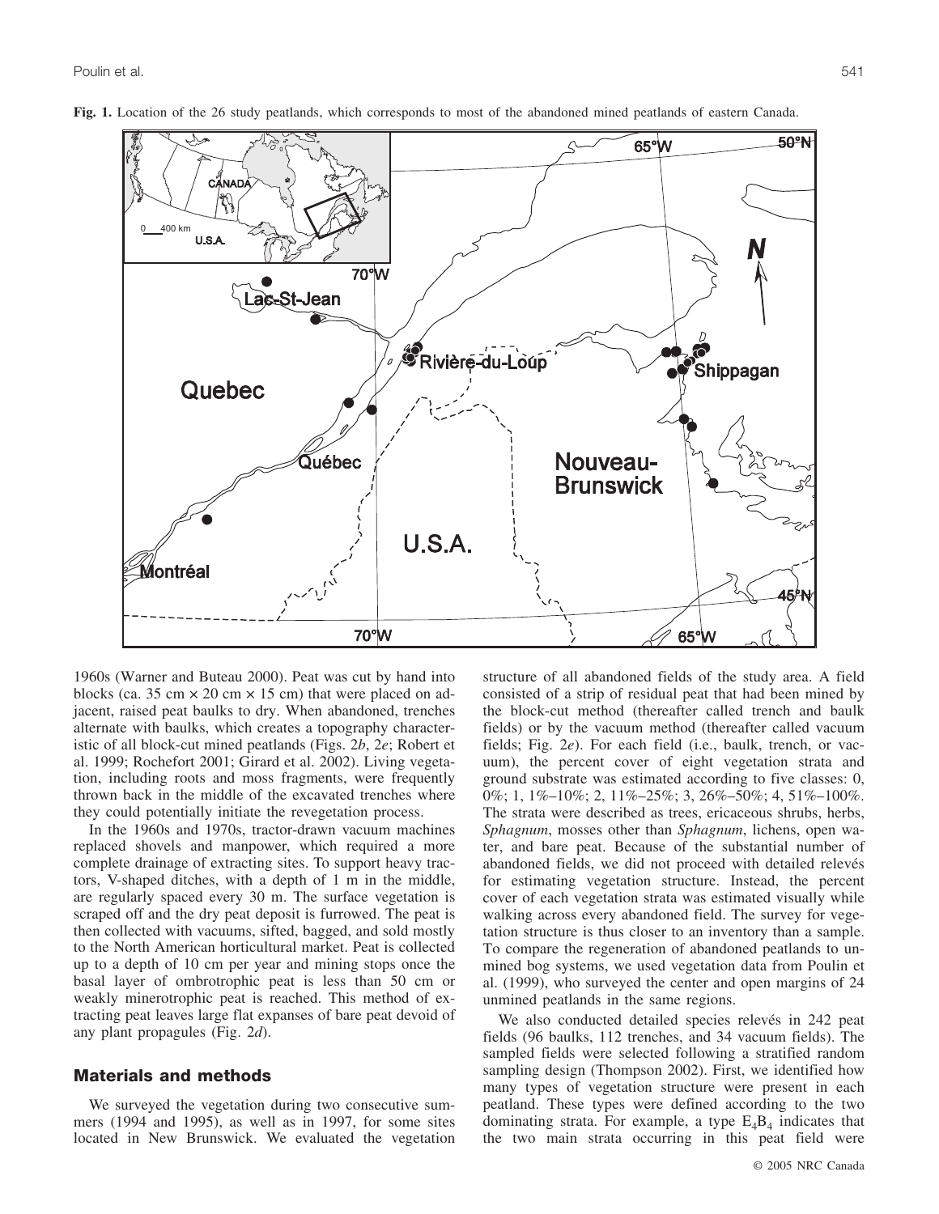**Fig. 1.** Location of the 26 study peatlands, which corresponds to most of the abandoned mined peatlands of eastern Canada.

1960s (Warner and Buteau 2000). Peat was cut by hand into blocks (ca. 35 cm × 20 cm × 15 cm) that were placed on adjacent, raised peat baulks to dry. When abandoned, trenches alternate with baulks, which creates a topography characteristic of all block-cut mined peatlands (Figs. 2*b*, 2*e*; Robert et al. 1999; Rochefort 2001; Girard et al. 2002). Living vegetation, including roots and moss fragments, were frequently thrown back in the middle of the excavated trenches where they could potentially initiate the revegetation process.

In the 1960s and 1970s, tractor-drawn vacuum machines replaced shovels and manpower, which required a more complete drainage of extracting sites. To support heavy tractors, V-shaped ditches, with a depth of 1 m in the middle, are regularly spaced every 30 m. The surface vegetation is scraped off and the dry peat deposit is furrowed. The peat is then collected with vacuums, sifted, bagged, and sold mostly to the North American horticultural market. Peat is collected up to a depth of 10 cm per year and mining stops once the basal layer of ombrotrophic peat is less than 50 cm or weakly minerotrophic peat is reached. This method of extracting peat leaves large flat expanses of bare peat devoid of any plant propagules (Fig. 2*d*).

## Materials and methods

We surveyed the vegetation during two consecutive summers (1994 and 1995), as well as in 1997, for some sites located in New Brunswick. We evaluated the vegetation structure of all abandoned fields of the study area. A field consisted of a strip of residual peat that had been mined by the block-cut method (thereafter called trench and baulk fields) or by the vacuum method (thereafter called vacuum fields; Fig. 2*e*). For each field (i.e., baulk, trench, or vacuum), the percent cover of eight vegetation strata and ground substrate was estimated according to five classes: 0, 0%; 1, 1%–10%; 2, 11%–25%; 3, 26%–50%; 4, 51%–100%. The strata were described as trees, ericaceous shrubs, herbs, *Sphagnum*, mosses other than *Sphagnum*, lichens, open water, and bare peat. Because of the substantial number of abandoned fields, we did not proceed with detailed relevés for estimating vegetation structure. Instead, the percent cover of each vegetation strata was estimated visually while walking across every abandoned field. The survey for vegetation structure is thus closer to an inventory than a sample. To compare the regeneration of abandoned peatlands to unmined bog systems, we used vegetation data from Poulin et al. (1999), who surveyed the center and open margins of 24 unmined peatlands in the same regions.

We also conducted detailed species relevés in 242 peat fields (96 baulks, 112 trenches, and 34 vacuum fields). The sampled fields were selected following a stratified random sampling design (Thompson 2002). First, we identified how many types of vegetation structure were present in each peatland. These types were defined according to the two dominating strata. For example, a type $E_4B_4$ indicates that the two main strata occurring in this peat field were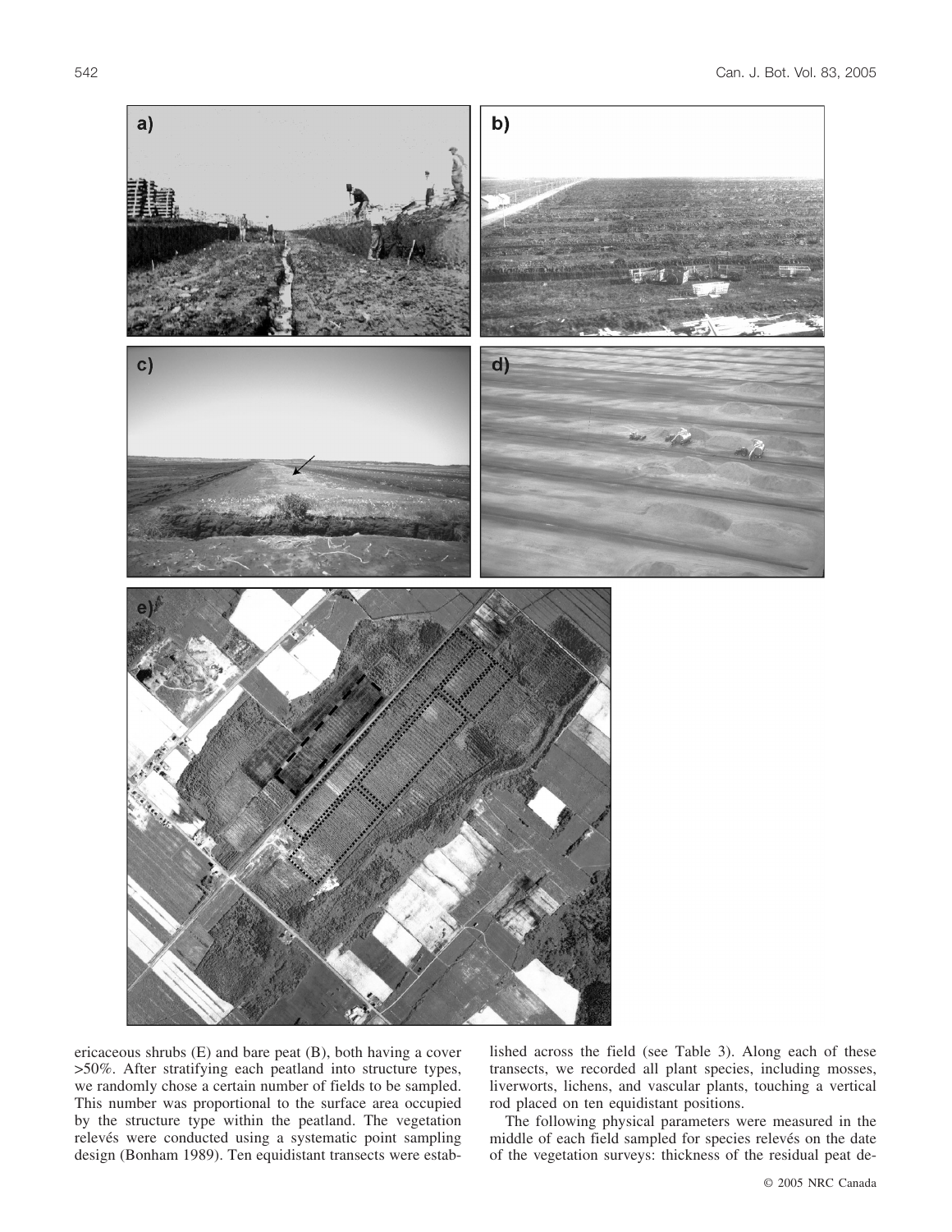ericaceous shrubs (E) and bare peat (B), both having a cover >50%. After stratifying each peatland into structure types, we randomly chose a certain number of fields to be sampled. This number was proportional to the surface area occupied by the structure type within the peatland. The vegetation relevés were conducted using a systematic point sampling design (Bonham 1989). Ten equidistant transects were established across the field (see Table 3). Along each of these transects, we recorded all plant species, including mosses, liverworts, lichens, and vascular plants, touching a vertical rod placed on ten equidistant positions.

The following physical parameters were measured in the middle of each field sampled for species relevés on the date of the vegetation surveys: thickness of the residual peat de-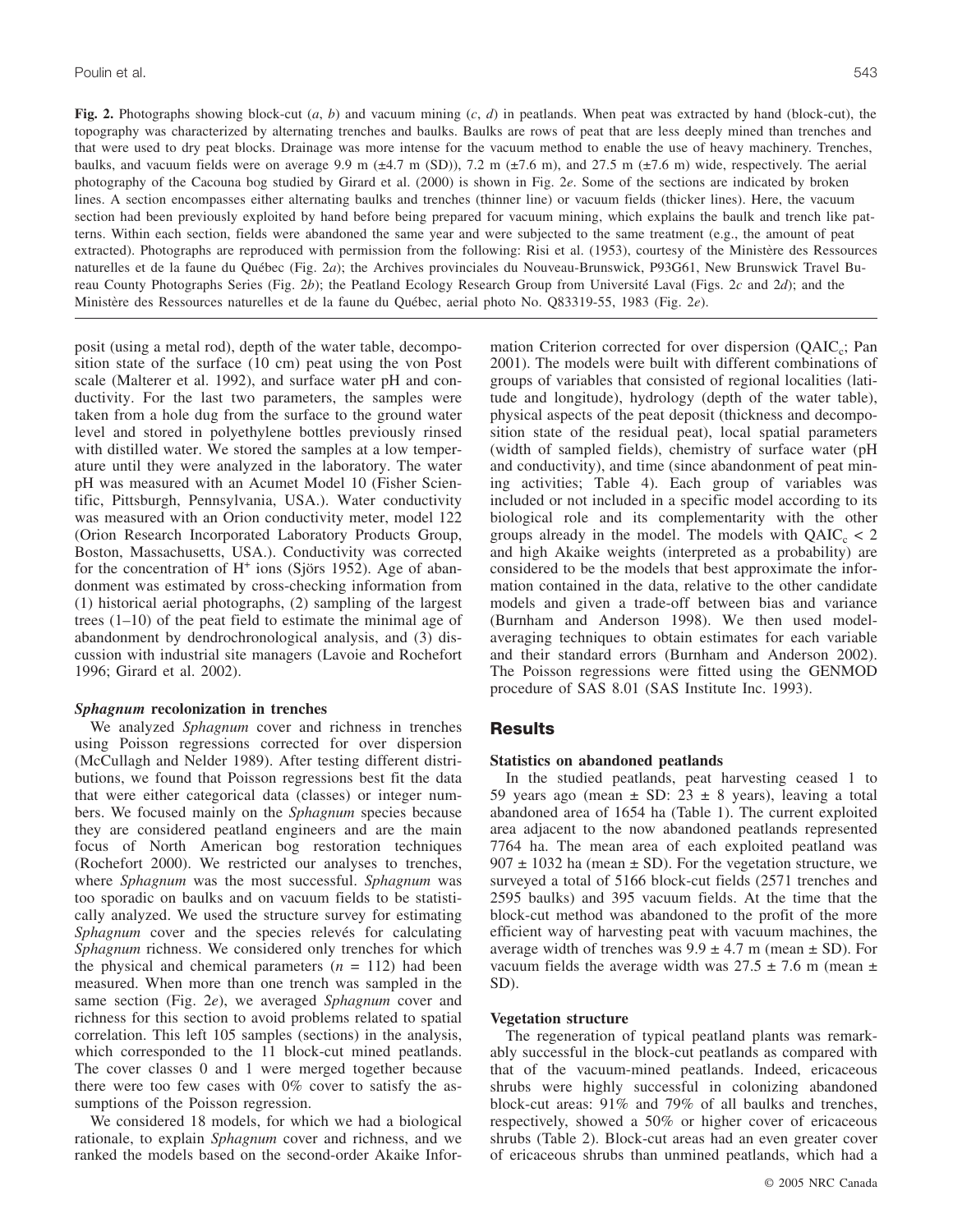**Fig. 2.** Photographs showing block-cut (*a*, *b*) and vacuum mining (*c*, *d*) in peatlands. When peat was extracted by hand (block-cut), the topography was characterized by alternating trenches and baulks. Baulks are rows of peat that are less deeply mined than trenches and that were used to dry peat blocks. Drainage was more intense for the vacuum method to enable the use of heavy machinery. Trenches, baulks, and vacuum fields were on average 9.9 m (±4.7 m (SD)), 7.2 m (±7.6 m), and 27.5 m (±7.6 m) wide, respectively. The aerial photography of the Cacouna bog studied by Girard et al. (2000) is shown in Fig. 2*e*. Some of the sections are indicated by broken lines. A section encompasses either alternating baulks and trenches (thinner line) or vacuum fields (thicker lines). Here, the vacuum section had been previously exploited by hand before being prepared for vacuum mining, which explains the baulk and trench like patterns. Within each section, fields were abandoned the same year and were subjected to the same treatment (e.g., the amount of peat extracted). Photographs are reproduced with permission from the following: Risi et al. (1953), courtesy of the Ministère des Ressources naturelles et de la faune du Québec (Fig. 2*a*); the Archives provinciales du Nouveau-Brunswick, P93G61, New Brunswick Travel Bureau County Photographs Series (Fig. 2*b*); the Peatland Ecology Research Group from Université Laval (Figs. 2*c* and 2*d*); and the Ministère des Ressources naturelles et de la faune du Québec, aerial photo No. Q83319-55, 1983 (Fig. 2*e*).

posit (using a metal rod), depth of the water table, decomposition state of the surface (10 cm) peat using the von Post scale (Malterer et al. 1992), and surface water pH and conductivity. For the last two parameters, the samples were taken from a hole dug from the surface to the ground water level and stored in polyethylene bottles previously rinsed with distilled water. We stored the samples at a low temperature until they were analyzed in the laboratory. The water pH was measured with an Acumet Model 10 (Fisher Scientific, Pittsburgh, Pennsylvania, USA.). Water conductivity was measured with an Orion conductivity meter, model 122 (Orion Research Incorporated Laboratory Products Group, Boston, Massachusetts, USA.). Conductivity was corrected for the concentration of $H^+$ ions (Sjörs 1952). Age of abandonment was estimated by cross-checking information from (1) historical aerial photographs, (2) sampling of the largest trees (1–10) of the peat field to estimate the minimal age of abandonment by dendrochronological analysis, and (3) discussion with industrial site managers (Lavoie and Rochefort 1996; Girard et al. 2002).

### *Sphagnum* recolonization in trenches

We analyzed *Sphagnum* cover and richness in trenches using Poisson regressions corrected for over dispersion (McCullagh and Nelder 1989). After testing different distributions, we found that Poisson regressions best fit the data that were either categorical data (classes) or integer numbers. We focused mainly on the *Sphagnum* species because they are considered peatland engineers and are the main focus of North American bog restoration techniques (Rochefort 2000). We restricted our analyses to trenches, where *Sphagnum* was the most successful. *Sphagnum* was too sporadic on baulks and on vacuum fields to be statistically analyzed. We used the structure survey for estimating *Sphagnum* cover and the species relevés for calculating *Sphagnum* richness. We considered only trenches for which the physical and chemical parameters ($n$ = 112) had been measured. When more than one trench was sampled in the same section (Fig. 2*e*), we averaged *Sphagnum* cover and richness for this section to avoid problems related to spatial correlation. This left 105 samples (sections) in the analysis, which corresponded to the 11 block-cut mined peatlands. The cover classes 0 and 1 were merged together because there were too few cases with 0% cover to satisfy the assumptions of the Poisson regression.

We considered 18 models, for which we had a biological rationale, to explain *Sphagnum* cover and richness, and we ranked the models based on the second-order Akaike Information Criterion corrected for over dispersion ($QAIC_c$; Pan 2001). The models were built with different combinations of groups of variables that consisted of regional localities (latitude and longitude), hydrology (depth of the water table), physical aspects of the peat deposit (thickness and decomposition state of the residual peat), local spatial parameters (width of sampled fields), chemistry of surface water (pH and conductivity), and time (since abandonment of peat mining activities; Table 4). Each group of variables was included or not included in a specific model according to its biological role and its complementarity with the other groups already in the model. The models with $QAIC_c < 2$ and high Akaike weights (interpreted as a probability) are considered to be the models that best approximate the information contained in the data, relative to the other candidate models and given a trade-off between bias and variance (Burnham and Anderson 1998). We then used model-averaging techniques to obtain estimates for each variable and their standard errors (Burnham and Anderson 2002). The Poisson regressions were fitted using the GENMOD procedure of SAS 8.01 (SAS Institute Inc. 1993).

## Results

### Statistics on abandoned peatlands

In the studied peatlands, peat harvesting ceased 1 to 59 years ago (mean ± SD: 23 ± 8 years), leaving a total abandoned area of 1654 ha (Table 1). The current exploited area adjacent to the now abandoned peatlands represented 7764 ha. The mean area of each exploited peatland was 907 ± 1032 ha (mean ± SD). For the vegetation structure, we surveyed a total of 5166 block-cut fields (2571 trenches and 2595 baulks) and 395 vacuum fields. At the time that the block-cut method was abandoned to the profit of the more efficient way of harvesting peat with vacuum machines, the average width of trenches was 9.9 ± 4.7 m (mean ± SD). For vacuum fields the average width was 27.5 ± 7.6 m (mean ± SD).

### Vegetation structure

The regeneration of typical peatland plants was remarkably successful in the block-cut peatlands as compared with that of the vacuum-mined peatlands. Indeed, ericaceous shrubs were highly successful in colonizing abandoned block-cut areas: 91% and 79% of all baulks and trenches, respectively, showed a 50% or higher cover of ericaceous shrubs (Table 2). Block-cut areas had an even greater cover of ericaceous shrubs than unmined peatlands, which had a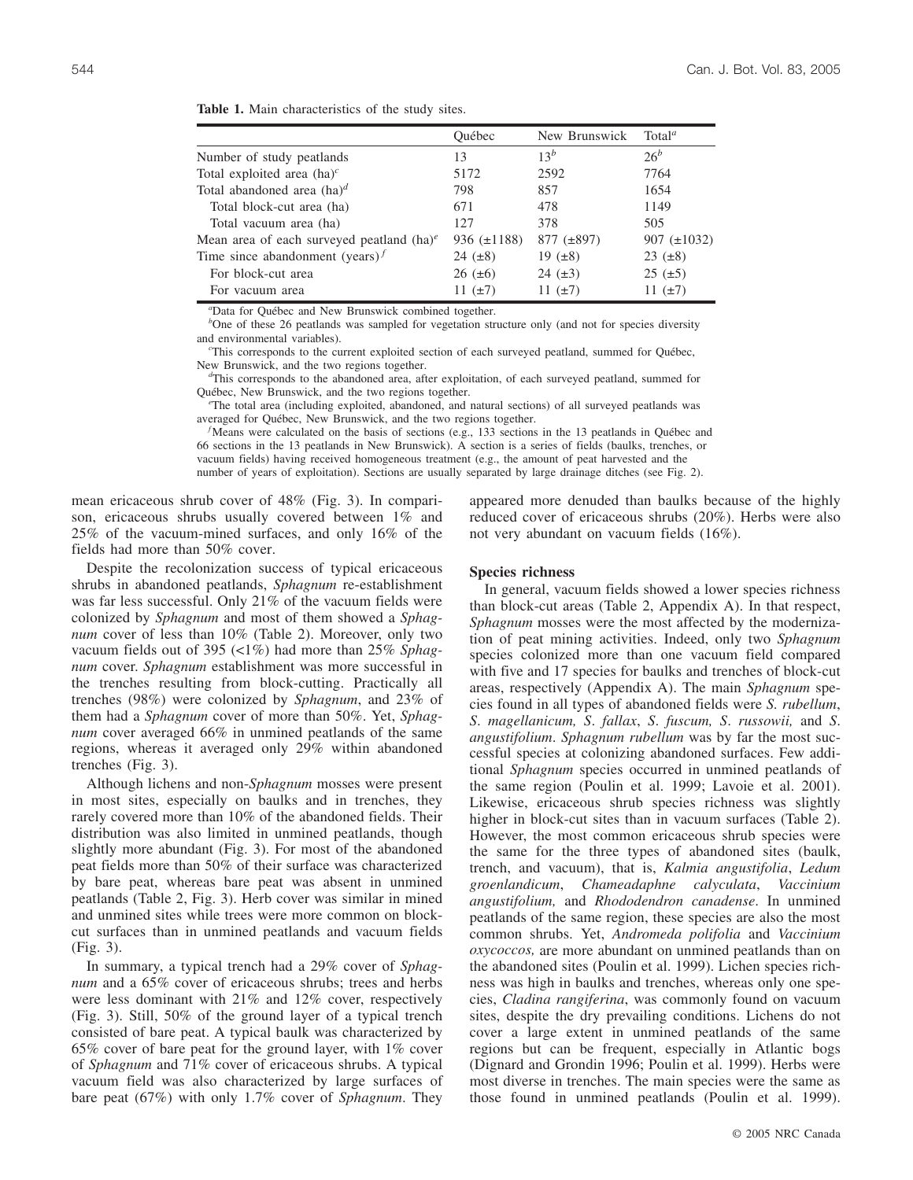**Table 1.** Main characteristics of the study sites.

| | Québec | New Brunswick | Total[a] |
|---|---|---|---|
| Number of study peatlands | 13 | 13[b] | 26[b] |
| Total exploited area (ha)[c] | 5172 | 2592 | 7764 |
| Total abandoned area (ha)[d] | 798 | 857 | 1654 |
| Total block-cut area (ha) | 671 | 478 | 1149 |
| Total vacuum area (ha) | 127 | 378 | 505 |
| Mean area of each surveyed peatland (ha)[e] | 936 (±1188) | 877 (±897) | 907 (±1032) |
| Time since abandonment (years)[f] | 24 (±8) | 19 (±8) | 23 (±8) |
| For block-cut area | 26 (±6) | 24 (±3) | 25 (±5) |
| For vacuum area | 11 (±7) | 11 (±7) | 11 (±7) |

[a]Data for Québec and New Brunswick combined together.

[b]One of these 26 peatlands was sampled for vegetation structure only (and not for species diversity and environmental variables).

[c]This corresponds to the current exploited section of each surveyed peatland, summed for Québec, New Brunswick, and the two regions together.

[d]This corresponds to the abandoned area, after exploitation, of each surveyed peatland, summed for Québec, New Brunswick, and the two regions together.

[e]The total area (including exploited, abandoned, and natural sections) of all surveyed peatlands was averaged for Québec, New Brunswick, and the two regions together.

[f]Means were calculated on the basis of sections (e.g., 133 sections in the 13 peatlands in Québec and 66 sections in the 13 peatlands in New Brunswick). A section is a series of fields (baulks, trenches, or vacuum fields) having received homogeneous treatment (e.g., the amount of peat harvested and the number of years of exploitation). Sections are usually separated by large drainage ditches (see Fig. 2).

mean ericaceous shrub cover of 48% (Fig. 3). In comparison, ericaceous shrubs usually covered between 1% and 25% of the vacuum-mined surfaces, and only 16% of the fields had more than 50% cover.

Despite the recolonization success of typical ericaceous shrubs in abandoned peatlands, *Sphagnum* re-establishment was far less successful. Only 21% of the vacuum fields were colonized by *Sphagnum* and most of them showed a *Sphagnum* cover of less than 10% (Table 2). Moreover, only two vacuum fields out of 395 (<1%) had more than 25% *Sphagnum* cover. *Sphagnum* establishment was more successful in the trenches resulting from block-cutting. Practically all trenches (98%) were colonized by *Sphagnum*, and 23% of them had a *Sphagnum* cover of more than 50%. Yet, *Sphagnum* cover averaged 66% in unmined peatlands of the same regions, whereas it averaged only 29% within abandoned trenches (Fig. 3).

Although lichens and non-*Sphagnum* mosses were present in most sites, especially on baulks and in trenches, they rarely covered more than 10% of the abandoned fields. Their distribution was also limited in unmined peatlands, though slightly more abundant (Fig. 3). For most of the abandoned peat fields more than 50% of their surface was characterized by bare peat, whereas bare peat was absent in unmined peatlands (Table 2, Fig. 3). Herb cover was similar in mined and unmined sites while trees were more common on block-cut surfaces than in unmined peatlands and vacuum fields (Fig. 3).

In summary, a typical trench had a 29% cover of *Sphagnum* and a 65% cover of ericaceous shrubs; trees and herbs were less dominant with 21% and 12% cover, respectively (Fig. 3). Still, 50% of the ground layer of a typical trench consisted of bare peat. A typical baulk was characterized by 65% cover of bare peat for the ground layer, with 1% cover of *Sphagnum* and 71% cover of ericaceous shrubs. A typical vacuum field was also characterized by large surfaces of bare peat (67%) with only 1.7% cover of *Sphagnum*. They appeared more denuded than baulks because of the highly reduced cover of ericaceous shrubs (20%). Herbs were also not very abundant on vacuum fields (16%).

### Species richness

In general, vacuum fields showed a lower species richness than block-cut areas (Table 2, Appendix A). In that respect, *Sphagnum* mosses were the most affected by the modernization of peat mining activities. Indeed, only two *Sphagnum* species colonized more than one vacuum field compared with five and 17 species for baulks and trenches of block-cut areas, respectively (Appendix A). The main *Sphagnum* species found in all types of abandoned fields were *S. rubellum*, *S. magellanicum, S. fallax*, *S. fuscum, S. russowii,* and *S. angustifolium*. *Sphagnum rubellum* was by far the most successful species at colonizing abandoned surfaces. Few additional *Sphagnum* species occurred in unmined peatlands of the same region (Poulin et al. 1999; Lavoie et al. 2001). Likewise, ericaceous shrub species richness was slightly higher in block-cut sites than in vacuum surfaces (Table 2). However, the most common ericaceous shrub species were the same for the three types of abandoned sites (baulk, trench, and vacuum), that is, *Kalmia angustifolia*, *Ledum groenlandicum*, *Chameadaphne calyculata*, *Vaccinium angustifolium,* and *Rhododendron canadense*. In unmined peatlands of the same region, these species are also the most common shrubs. Yet, *Andromeda polifolia* and *Vaccinium oxycoccos,* are more abundant on unmined peatlands than on the abandoned sites (Poulin et al. 1999). Lichen species richness was high in baulks and trenches, whereas only one species, *Cladina rangiferina*, was commonly found on vacuum sites, despite the dry prevailing conditions. Lichens do not cover a large extent in unmined peatlands of the same regions but can be frequent, especially in Atlantic bogs (Dignard and Grondin 1996; Poulin et al. 1999). Herbs were most diverse in trenches. The main species were the same as those found in unmined peatlands (Poulin et al. 1999).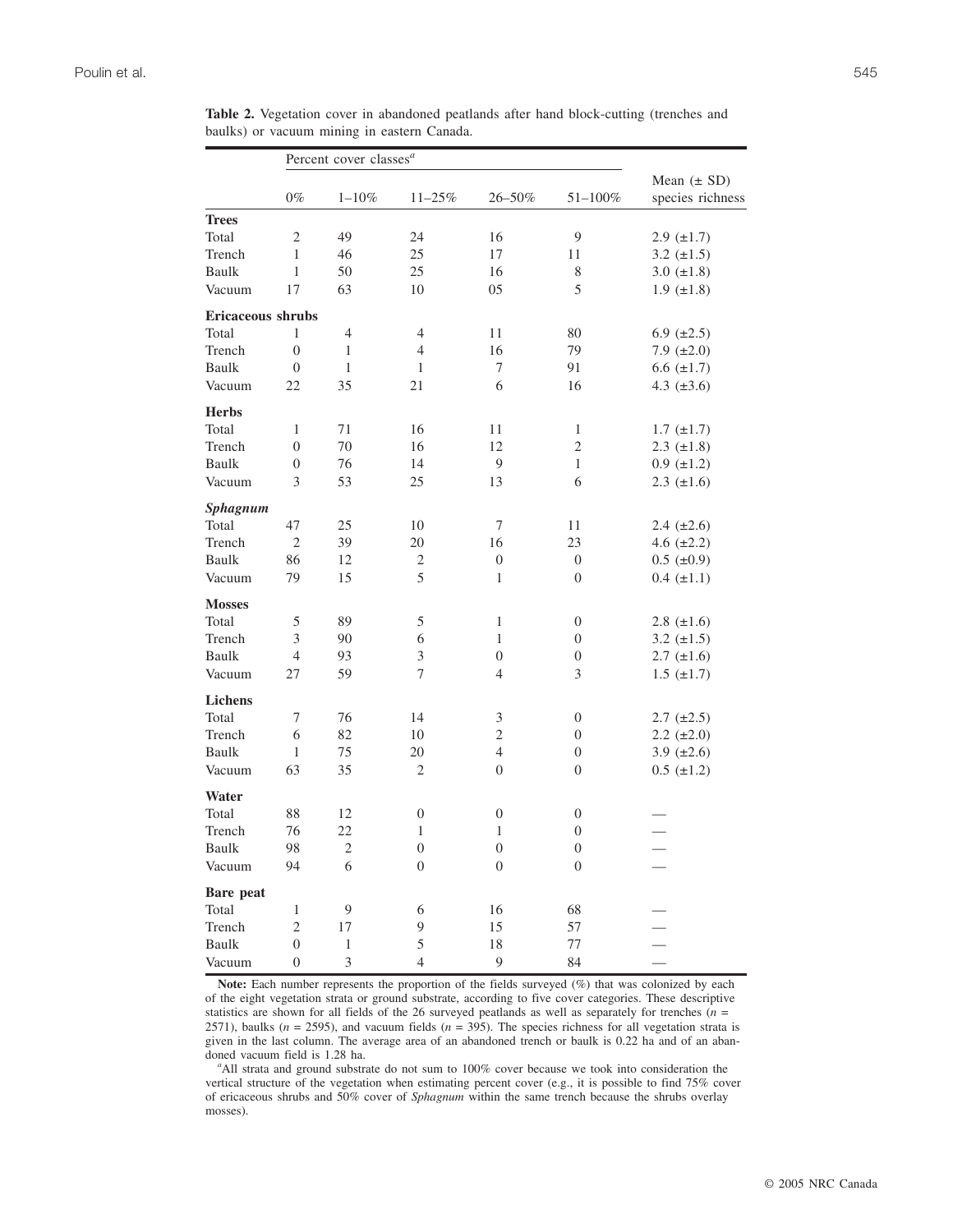**Table 2.** Vegetation cover in abandoned peatlands after hand block-cutting (trenches and baulks) or vacuum mining in eastern Canada.

| | Percent cover classes[a] | | | | | |
|---|---|---|---|---|---|---|
| | 0% | 1–10% | 11–25% | 26–50% | 51–100% | Mean (± SD) species richness |
| **Trees** | | | | | | |
| Total | 2 | 49 | 24 | 16 | 9 | 2.9 (±1.7) |
| Trench | 1 | 46 | 25 | 17 | 11 | 3.2 (±1.5) |
| Baulk | 1 | 50 | 25 | 16 | 8 | 3.0 (±1.8) |
| Vacuum | 17 | 63 | 10 | 05 | 5 | 1.9 (±1.8) |
| **Ericaceous shrubs** | | | | | | |
| Total | 1 | 4 | 4 | 11 | 80 | 6.9 (±2.5) |
| Trench | 0 | 1 | 4 | 16 | 79 | 7.9 (±2.0) |
| Baulk | 0 | 1 | 1 | 7 | 91 | 6.6 (±1.7) |
| Vacuum | 22 | 35 | 21 | 6 | 16 | 4.3 (±3.6) |
| **Herbs** | | | | | | |
| Total | 1 | 71 | 16 | 11 | 1 | 1.7 (±1.7) |
| Trench | 0 | 70 | 16 | 12 | 2 | 2.3 (±1.8) |
| Baulk | 0 | 76 | 14 | 9 | 1 | 0.9 (±1.2) |
| Vacuum | 3 | 53 | 25 | 13 | 6 | 2.3 (±1.6) |
| ***Sphagnum*** | | | | | | |
| Total | 47 | 25 | 10 | 7 | 11 | 2.4 (±2.6) |
| Trench | 2 | 39 | 20 | 16 | 23 | 4.6 (±2.2) |
| Baulk | 86 | 12 | 2 | 0 | 0 | 0.5 (±0.9) |
| Vacuum | 79 | 15 | 5 | 1 | 0 | 0.4 (±1.1) |
| **Mosses** | | | | | | |
| Total | 5 | 89 | 5 | 1 | 0 | 2.8 (±1.6) |
| Trench | 3 | 90 | 6 | 1 | 0 | 3.2 (±1.5) |
| Baulk | 4 | 93 | 3 | 0 | 0 | 2.7 (±1.6) |
| Vacuum | 27 | 59 | 7 | 4 | 3 | 1.5 (±1.7) |
| **Lichens** | | | | | | |
| Total | 7 | 76 | 14 | 3 | 0 | 2.7 (±2.5) |
| Trench | 6 | 82 | 10 | 2 | 0 | 2.2 (±2.0) |
| Baulk | 1 | 75 | 20 | 4 | 0 | 3.9 (±2.6) |
| Vacuum | 63 | 35 | 2 | 0 | 0 | 0.5 (±1.2) |
| **Water** | | | | | | |
| Total | 88 | 12 | 0 | 0 | 0 | — |
| Trench | 76 | 22 | 1 | 1 | 0 | — |
| Baulk | 98 | 2 | 0 | 0 | 0 | — |
| Vacuum | 94 | 6 | 0 | 0 | 0 | — |
| **Bare peat** | | | | | | |
| Total | 1 | 9 | 6 | 16 | 68 | — |
| Trench | 2 | 17 | 9 | 15 | 57 | — |
| Baulk | 0 | 1 | 5 | 18 | 77 | — |
| Vacuum | 0 | 3 | 4 | 9 | 84 | — |

**Note:** Each number represents the proportion of the fields surveyed (%) that was colonized by each of the eight vegetation strata or ground substrate, according to five cover categories. These descriptive statistics are shown for all fields of the 26 surveyed peatlands as well as separately for trenches ($n$ = 2571), baulks ($n$ = 2595), and vacuum fields ($n$ = 395). The species richness for all vegetation strata is given in the last column. The average area of an abandoned trench or baulk is 0.22 ha and of an abandoned vacuum field is 1.28 ha.

[a]All strata and ground substrate do not sum to 100% cover because we took into consideration the vertical structure of the vegetation when estimating percent cover (e.g., it is possible to find 75% cover of ericaceous shrubs and 50% cover of *Sphagnum* within the same trench because the shrubs overlay mosses).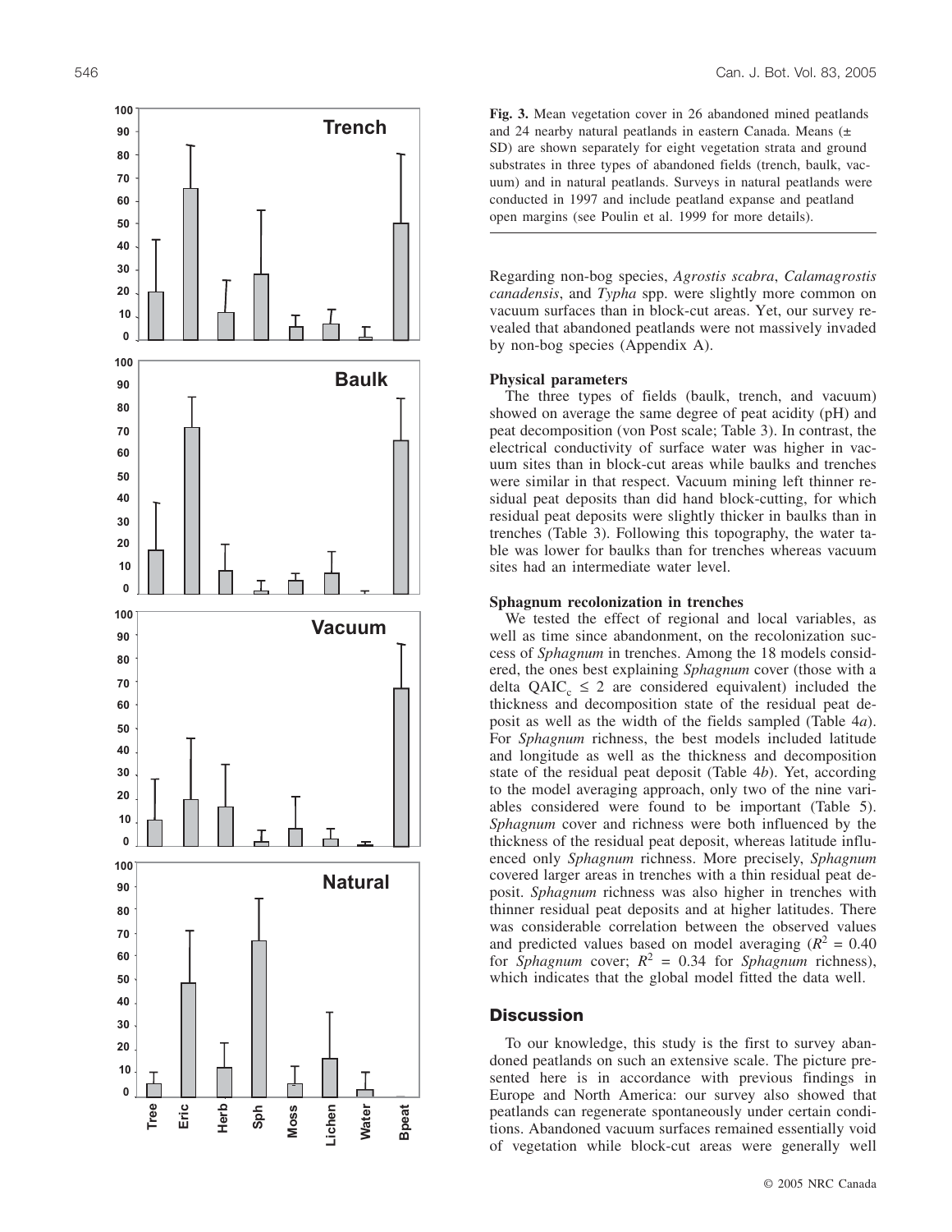**Fig. 3.** Mean vegetation cover in 26 abandoned mined peatlands and 24 nearby natural peatlands in eastern Canada. Means (± SD) are shown separately for eight vegetation strata and ground substrates in three types of abandoned fields (trench, baulk, vacuum) and in natural peatlands. Surveys in natural peatlands were conducted in 1997 and include peatland expanse and peatland open margins (see Poulin et al. 1999 for more details).

Regarding non-bog species, *Agrostis scabra*, *Calamagrostis canadensis*, and *Typha* spp. were slightly more common on vacuum surfaces than in block-cut areas. Yet, our survey revealed that abandoned peatlands were not massively invaded by non-bog species (Appendix A).

### Physical parameters

The three types of fields (baulk, trench, and vacuum) showed on average the same degree of peat acidity (pH) and peat decomposition (von Post scale; Table 3). In contrast, the electrical conductivity of surface water was higher in vacuum sites than in block-cut areas while baulks and trenches were similar in that respect. Vacuum mining left thinner residual peat deposits than did hand block-cutting, for which residual peat deposits were slightly thicker in baulks than in trenches (Table 3). Following this topography, the water table was lower for baulks than for trenches whereas vacuum sites had an intermediate water level.

### Sphagnum recolonization in trenches

We tested the effect of regional and local variables, as well as time since abandonment, on the recolonization success of *Sphagnum* in trenches. Among the 18 models considered, the ones best explaining *Sphagnum* cover (those with a delta $QAIC_c \leq 2$ are considered equivalent) included the thickness and decomposition state of the residual peat deposit as well as the width of the fields sampled (Table 4*a*). For *Sphagnum* richness, the best models included latitude and longitude as well as the thickness and decomposition state of the residual peat deposit (Table 4*b*). Yet, according to the model averaging approach, only two of the nine variables considered were found to be important (Table 5). *Sphagnum* cover and richness were both influenced by the thickness of the residual peat deposit, whereas latitude influenced only *Sphagnum* richness. More precisely, *Sphagnum* covered larger areas in trenches with a thin residual peat deposit. *Sphagnum* richness was also higher in trenches with thinner residual peat deposits and at higher latitudes. There was considerable correlation between the observed values and predicted values based on model averaging ($R^2 = 0.40$ for *Sphagnum* cover; $R^2 = 0.34$ for *Sphagnum* richness), which indicates that the global model fitted the data well.

## Discussion

To our knowledge, this study is the first to survey abandoned peatlands on such an extensive scale. The picture presented here is in accordance with previous findings in Europe and North America: our survey also showed that peatlands can regenerate spontaneously under certain conditions. Abandoned vacuum surfaces remained essentially void of vegetation while block-cut areas were generally well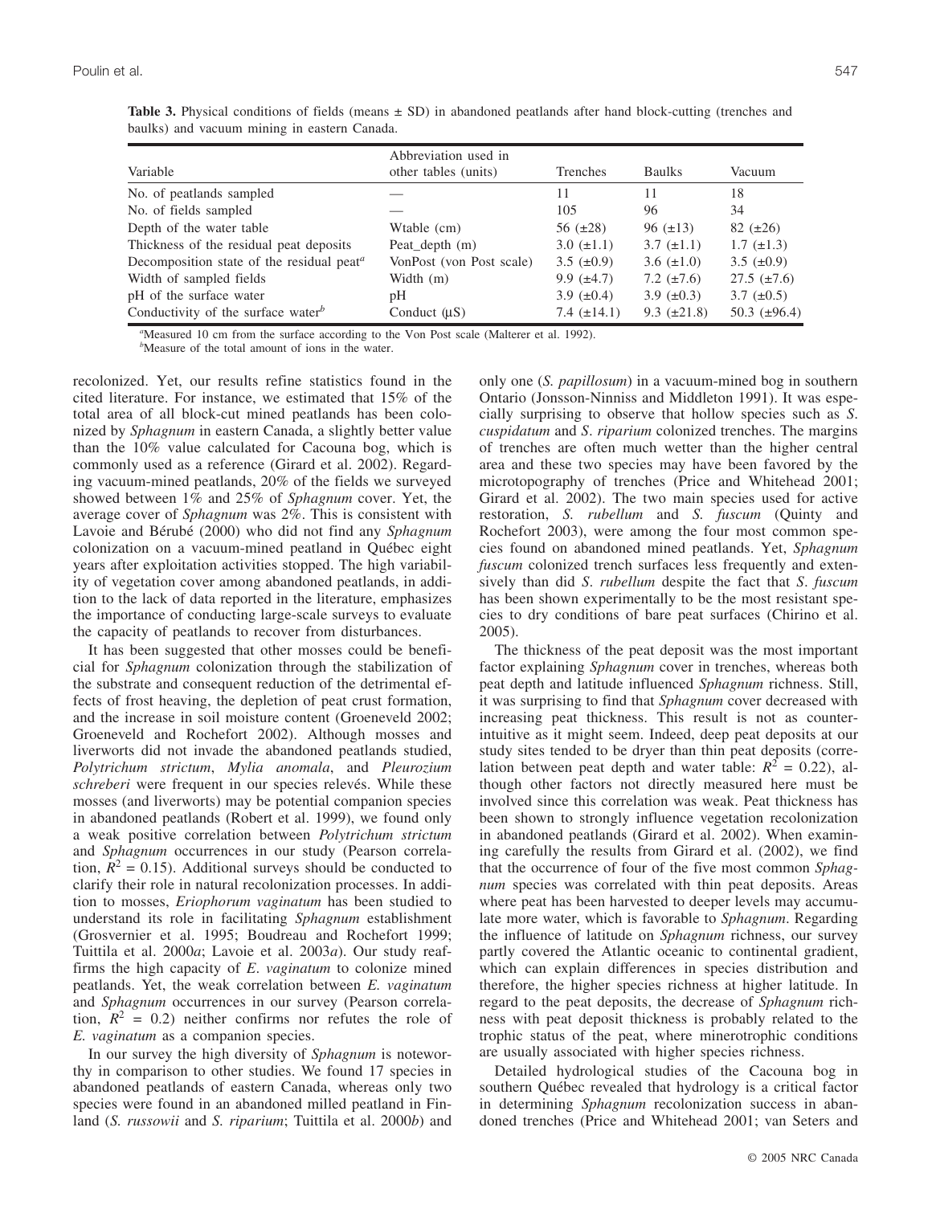**Table 3.** Physical conditions of fields (means ± SD) in abandoned peatlands after hand block-cutting (trenches and baulks) and vacuum mining in eastern Canada.

| Variable | Abbreviation used in other tables (units) | Trenches | Baulks | Vacuum |
|---|---|---|---|---|
| No. of peatlands sampled | — | 11 | 11 | 18 |
| No. of fields sampled | — | 105 | 96 | 34 |
| Depth of the water table | Wtable (cm) | 56 (±28) | 96 (±13) | 82 (±26) |
| Thickness of the residual peat deposits | Peat_depth (m) | 3.0 (±1.1) | 3.7 (±1.1) | 1.7 (±1.3) |
| Decomposition state of the residual peat[a] | VonPost (von Post scale) | 3.5 (±0.9) | 3.6 (±1.0) | 3.5 (±0.9) |
| Width of sampled fields | Width (m) | 9.9 (±4.7) | 7.2 (±7.6) | 27.5 (±7.6) |
| pH of the surface water | pH | 3.9 (±0.4) | 3.9 (±0.3) | 3.7 (±0.5) |
| Conductivity of the surface water[b] | Conduct (μS) | 7.4 (±14.1) | 9.3 (±21.8) | 50.3 (±96.4) |

[a]Measured 10 cm from the surface according to the Von Post scale (Malterer et al. 1992).
[b]Measure of the total amount of ions in the water.

recolonized. Yet, our results refine statistics found in the cited literature. For instance, we estimated that 15% of the total area of all block-cut mined peatlands has been colonized by *Sphagnum* in eastern Canada, a slightly better value than the 10% value calculated for Cacouna bog, which is commonly used as a reference (Girard et al. 2002). Regarding vacuum-mined peatlands, 20% of the fields we surveyed showed between 1% and 25% of *Sphagnum* cover. Yet, the average cover of *Sphagnum* was 2%. This is consistent with Lavoie and Bérubé (2000) who did not find any *Sphagnum* colonization on a vacuum-mined peatland in Québec eight years after exploitation activities stopped. The high variability of vegetation cover among abandoned peatlands, in addition to the lack of data reported in the literature, emphasizes the importance of conducting large-scale surveys to evaluate the capacity of peatlands to recover from disturbances.

It has been suggested that other mosses could be beneficial for *Sphagnum* colonization through the stabilization of the substrate and consequent reduction of the detrimental effects of frost heaving, the depletion of peat crust formation, and the increase in soil moisture content (Groeneveld 2002; Groeneveld and Rochefort 2002). Although mosses and liverworts did not invade the abandoned peatlands studied, *Polytrichum strictum*, *Mylia anomala*, and *Pleurozium schreberi* were frequent in our species relevés. While these mosses (and liverworts) may be potential companion species in abandoned peatlands (Robert et al. 1999), we found only a weak positive correlation between *Polytrichum strictum* and *Sphagnum* occurrences in our study (Pearson correlation, $R^2 = 0.15$). Additional surveys should be conducted to clarify their role in natural recolonization processes. In addition to mosses, *Eriophorum vaginatum* has been studied to understand its role in facilitating *Sphagnum* establishment (Grosvernier et al. 1995; Boudreau and Rochefort 1999; Tuittila et al. 2000*a*; Lavoie et al. 2003*a*). Our study reaffirms the high capacity of *E. vaginatum* to colonize mined peatlands. Yet, the weak correlation between *E. vaginatum* and *Sphagnum* occurrences in our survey (Pearson correlation, $R^2 = 0.2$) neither confirms nor refutes the role of *E. vaginatum* as a companion species.

In our survey the high diversity of *Sphagnum* is noteworthy in comparison to other studies. We found 17 species in abandoned peatlands of eastern Canada, whereas only two species were found in an abandoned milled peatland in Finland (*S. russowii* and *S. riparium*; Tuittila et al. 2000*b*) and only one (*S. papillosum*) in a vacuum-mined bog in southern Ontario (Jonsson-Ninniss and Middleton 1991). It was especially surprising to observe that hollow species such as *S. cuspidatum* and *S. riparium* colonized trenches. The margins of trenches are often much wetter than the higher central area and these two species may have been favored by the microtopography of trenches (Price and Whitehead 2001; Girard et al. 2002). The two main species used for active restoration, *S. rubellum* and *S. fuscum* (Quinty and Rochefort 2003), were among the four most common species found on abandoned mined peatlands. Yet, *Sphagnum fuscum* colonized trench surfaces less frequently and extensively than did *S. rubellum* despite the fact that *S. fuscum* has been shown experimentally to be the most resistant species to dry conditions of bare peat surfaces (Chirino et al. 2005).

The thickness of the peat deposit was the most important factor explaining *Sphagnum* cover in trenches, whereas both peat depth and latitude influenced *Sphagnum* richness. Still, it was surprising to find that *Sphagnum* cover decreased with increasing peat thickness. This result is not as counterintuitive as it might seem. Indeed, deep peat deposits at our study sites tended to be dryer than thin peat deposits (correlation between peat depth and water table: $R^2 = 0.22$), although other factors not directly measured here must be involved since this correlation was weak. Peat thickness has been shown to strongly influence vegetation recolonization in abandoned peatlands (Girard et al. 2002). When examining carefully the results from Girard et al. (2002), we find that the occurrence of four of the five most common *Sphagnum* species was correlated with thin peat deposits. Areas where peat has been harvested to deeper levels may accumulate more water, which is favorable to *Sphagnum*. Regarding the influence of latitude on *Sphagnum* richness, our survey partly covered the Atlantic oceanic to continental gradient, which can explain differences in species distribution and therefore, the higher species richness at higher latitude. In regard to the peat deposits, the decrease of *Sphagnum* richness with peat deposit thickness is probably related to the trophic status of the peat, where minerotrophic conditions are usually associated with higher species richness.

Detailed hydrological studies of the Cacouna bog in southern Québec revealed that hydrology is a critical factor in determining *Sphagnum* recolonization success in abandoned trenches (Price and Whitehead 2001; van Seters and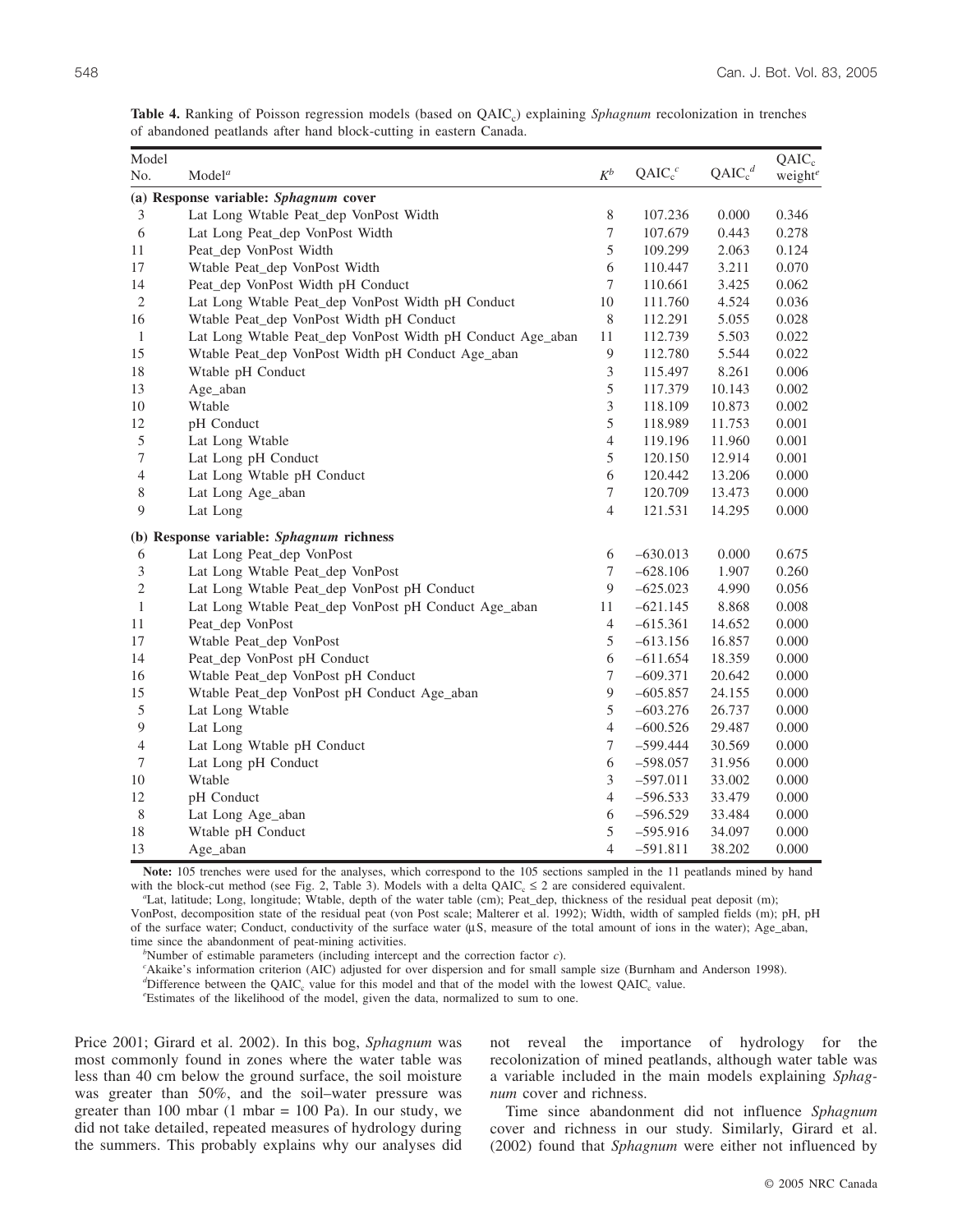**Table 4.** Ranking of Poisson regression models (based on $QAIC_c$) explaining *Sphagnum* recolonization in trenches of abandoned peatlands after hand block-cutting in eastern Canada.

| Model No. | Model[a] | $K^b$ | $QAIC_c{}^c$ | $\Delta QAIC_c{}^d$ | $QAIC_c$ weight[e] |
|---|---|---|---|---|---|
| **(a) Response variable: *Sphagnum* cover** | | | | | |
| 3 | Lat Long Wtable Peat_dep VonPost Width | 8 | 107.236 | 0.000 | 0.346 |
| 6 | Lat Long Peat_dep VonPost Width | 7 | 107.679 | 0.443 | 0.278 |
| 11 | Peat_dep VonPost Width | 5 | 109.299 | 2.063 | 0.124 |
| 17 | Wtable Peat_dep VonPost Width | 6 | 110.447 | 3.211 | 0.070 |
| 14 | Peat_dep VonPost Width pH Conduct | 7 | 110.661 | 3.425 | 0.062 |
| 2 | Lat Long Wtable Peat_dep VonPost Width pH Conduct | 10 | 111.760 | 4.524 | 0.036 |
| 16 | Wtable Peat_dep VonPost Width pH Conduct | 8 | 112.291 | 5.055 | 0.028 |
| 1 | Lat Long Wtable Peat_dep VonPost Width pH Conduct Age_aban | 11 | 112.739 | 5.503 | 0.022 |
| 15 | Wtable Peat_dep VonPost Width pH Conduct Age_aban | 9 | 112.780 | 5.544 | 0.022 |
| 18 | Wtable pH Conduct | 3 | 115.497 | 8.261 | 0.006 |
| 13 | Age_aban | 5 | 117.379 | 10.143 | 0.002 |
| 10 | Wtable | 3 | 118.109 | 10.873 | 0.002 |
| 12 | pH Conduct | 5 | 118.989 | 11.753 | 0.001 |
| 5 | Lat Long Wtable | 4 | 119.196 | 11.960 | 0.001 |
| 7 | Lat Long pH Conduct | 5 | 120.150 | 12.914 | 0.001 |
| 4 | Lat Long Wtable pH Conduct | 6 | 120.442 | 13.206 | 0.000 |
| 8 | Lat Long Age_aban | 7 | 120.709 | 13.473 | 0.000 |
| 9 | Lat Long | 4 | 121.531 | 14.295 | 0.000 |
| **(b) Response variable: *Sphagnum* richness** | | | | | |
| 6 | Lat Long Peat_dep VonPost | 6 | −630.013 | 0.000 | 0.675 |
| 3 | Lat Long Wtable Peat_dep VonPost | 7 | −628.106 | 1.907 | 0.260 |
| 2 | Lat Long Wtable Peat_dep VonPost pH Conduct | 9 | −625.023 | 4.990 | 0.056 |
| 1 | Lat Long Wtable Peat_dep VonPost pH Conduct Age_aban | 11 | −621.145 | 8.868 | 0.008 |
| 11 | Peat_dep VonPost | 4 | −615.361 | 14.652 | 0.000 |
| 17 | Wtable Peat_dep VonPost | 5 | −613.156 | 16.857 | 0.000 |
| 14 | Peat_dep VonPost pH Conduct | 6 | −611.654 | 18.359 | 0.000 |
| 16 | Wtable Peat_dep VonPost pH Conduct | 7 | −609.371 | 20.642 | 0.000 |
| 15 | Wtable Peat_dep VonPost pH Conduct Age_aban | 9 | −605.857 | 24.155 | 0.000 |
| 5 | Lat Long Wtable | 5 | −603.276 | 26.737 | 0.000 |
| 9 | Lat Long | 4 | −600.526 | 29.487 | 0.000 |
| 4 | Lat Long Wtable pH Conduct | 7 | −599.444 | 30.569 | 0.000 |
| 7 | Lat Long pH Conduct | 6 | −598.057 | 31.956 | 0.000 |
| 10 | Wtable | 3 | −597.011 | 33.002 | 0.000 |
| 12 | pH Conduct | 4 | −596.533 | 33.479 | 0.000 |
| 8 | Lat Long Age_aban | 6 | −596.529 | 33.484 | 0.000 |
| 18 | Wtable pH Conduct | 5 | −595.916 | 34.097 | 0.000 |
| 13 | Age_aban | 4 | −591.811 | 38.202 | 0.000 |

**Note:** 105 trenches were used for the analyses, which correspond to the 105 sections sampled in the 11 peatlands mined by hand with the block-cut method (see Fig. 2, Table 3). Models with a delta $QAIC_c \leq 2$ are considered equivalent.

[a]Lat, latitude; Long, longitude; Wtable, depth of the water table (cm); Peat_dep, thickness of the residual peat deposit (m); VonPost, decomposition state of the residual peat (von Post scale; Malterer et al. 1992); Width, width of sampled fields (m); pH, pH of the surface water; Conduct, conductivity of the surface water (µS, measure of the total amount of ions in the water); Age_aban, time since the abandonment of peat-mining activities.

[b]Number of estimable parameters (including intercept and the correction factor *c*).

[c]Akaike's information criterion (AIC) adjusted for over dispersion and for small sample size (Burnham and Anderson 1998).

[d]Difference between the $QAIC_c$ value for this model and that of the model with the lowest $QAIC_c$ value.

[e]Estimates of the likelihood of the model, given the data, normalized to sum to one.

Price 2001; Girard et al. 2002). In this bog, *Sphagnum* was most commonly found in zones where the water table was less than 40 cm below the ground surface, the soil moisture was greater than 50%, and the soil–water pressure was greater than 100 mbar (1 mbar = 100 Pa). In our study, we did not take detailed, repeated measures of hydrology during the summers. This probably explains why our analyses did not reveal the importance of hydrology for the recolonization of mined peatlands, although water table was a variable included in the main models explaining *Sphagnum* cover and richness.

Time since abandonment did not influence *Sphagnum* cover and richness in our study. Similarly, Girard et al. (2002) found that *Sphagnum* were either not influenced by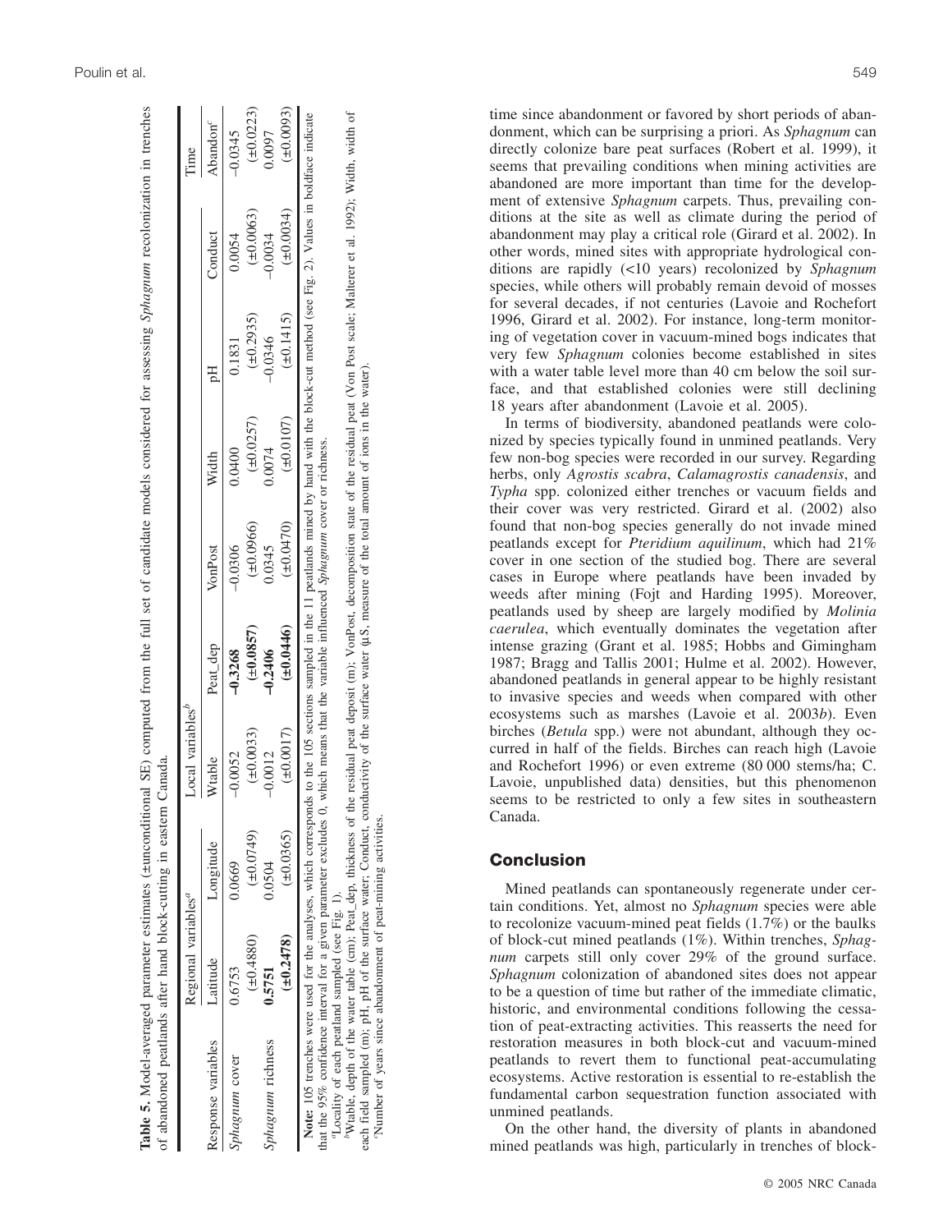**Table 5.** Model-averaged parameter estimates (±unconditional SE) computed from the full set of candidate models considered for assessing *Sphagnum* recolonization in trenches of abandoned peatlands after hand block-cutting in eastern Canada.

| | Regional variables[a] | | Local variables[b] | | | | | | Time |
|---|---|---|---|---|---|---|---|---|---|
| Response variables | Latitude | Longitude | Wtable | Peat_dep | VonPost | Width | pH | Conduct | Abandon[c] |
| *Sphagnum* cover | 0.6753 | 0.0669 | –0.0052 | **–0.3268** | –0.0306 | 0.0400 | 0.1831 | 0.0054 | –0.0345 |
| | (±0.4880) | (±0.0749) | (±0.0033) | **(±0.0857)** | (±0.0966) | (±0.0257) | (±0.2935) | (±0.0063) | (±0.0223) |
| *Sphagnum* richness | **0.5751** | 0.0504 | –0.0012 | **–0.2406** | 0.0345 | 0.0074 | –0.0346 | –0.0034 | 0.0097 |
| | **(±0.2478)** | (±0.0365) | (±0.0017) | **(±0.0446)** | (±0.0470) | (±0.0107) | (±0.1415) | (±0.0034) | (±0.0093) |

**Note:** 105 trenches were used for the analyses, which corresponds to the 105 sections sampled in the 11 peatlands mined by hand with the block-cut method (see Fig. 2). Values in boldface indicate that the 95% confidence interval for a given parameter excludes 0, which means that the variable influenced *Sphagnum* cover or richness.

[a]Locality of each peatland sampled (see Fig. 1).

[b]Wtable, depth of the water table (cm); Peat_dep, thickness of the residual peat deposit (m); VonPost, decomposition state of the residual peat (Von Post scale; Malterer et al. 1992); Width, width of each field sampled (m); pH, pH of the surface water; Conduct, conductivity of the surface water (µS, measure of the total amount of ions in the water).

[c]Number of years since abandonment of peat-mining activities.

time since abandonment or favored by short periods of abandonment, which can be surprising a priori. As *Sphagnum* can directly colonize bare peat surfaces (Robert et al. 1999), it seems that prevailing conditions when mining activities are abandoned are more important than time for the development of extensive *Sphagnum* carpets. Thus, prevailing conditions at the site as well as climate during the period of abandonment may play a critical role (Girard et al. 2002). In other words, mined sites with appropriate hydrological conditions are rapidly (<10 years) recolonized by *Sphagnum* species, while others will probably remain devoid of mosses for several decades, if not centuries (Lavoie and Rochefort 1996, Girard et al. 2002). For instance, long-term monitoring of vegetation cover in vacuum-mined bogs indicates that very few *Sphagnum* colonies become established in sites with a water table level more than 40 cm below the soil surface, and that established colonies were still declining 18 years after abandonment (Lavoie et al. 2005).

In terms of biodiversity, abandoned peatlands were colonized by species typically found in unmined peatlands. Very few non-bog species were recorded in our survey. Regarding herbs, only *Agrostis scabra*, *Calamagrostis canadensis*, and *Typha* spp. colonized either trenches or vacuum fields and their cover was very restricted. Girard et al. (2002) also found that non-bog species generally do not invade mined peatlands except for *Pteridium aquilinum*, which had 21% cover in one section of the studied bog. There are several cases in Europe where peatlands have been invaded by weeds after mining (Fojt and Harding 1995). Moreover, peatlands used by sheep are largely modified by *Molinia caerulea*, which eventually dominates the vegetation after intense grazing (Grant et al. 1985; Hobbs and Gimingham 1987; Bragg and Tallis 2001; Hulme et al. 2002). However, abandoned peatlands in general appear to be highly resistant to invasive species and weeds when compared with other ecosystems such as marshes (Lavoie et al. 2003*b*). Even birches (*Betula* spp.) were not abundant, although they occurred in half of the fields. Birches can reach high (Lavoie and Rochefort 1996) or even extreme (80 000 stems/ha; C. Lavoie, unpublished data) densities, but this phenomenon seems to be restricted to only a few sites in southeastern Canada.

## Conclusion

Mined peatlands can spontaneously regenerate under certain conditions. Yet, almost no *Sphagnum* species were able to recolonize vacuum-mined peat fields (1.7%) or the baulks of block-cut mined peatlands (1%). Within trenches, *Sphagnum* carpets still only cover 29% of the ground surface. *Sphagnum* colonization of abandoned sites does not appear to be a question of time but rather of the immediate climatic, historic, and environmental conditions following the cessation of peat-extracting activities. This reasserts the need for restoration measures in both block-cut and vacuum-mined peatlands to revert them to functional peat-accumulating ecosystems. Active restoration is essential to re-establish the fundamental carbon sequestration function associated with unmined peatlands.

On the other hand, the diversity of plants in abandoned mined peatlands was high, particularly in trenches of block-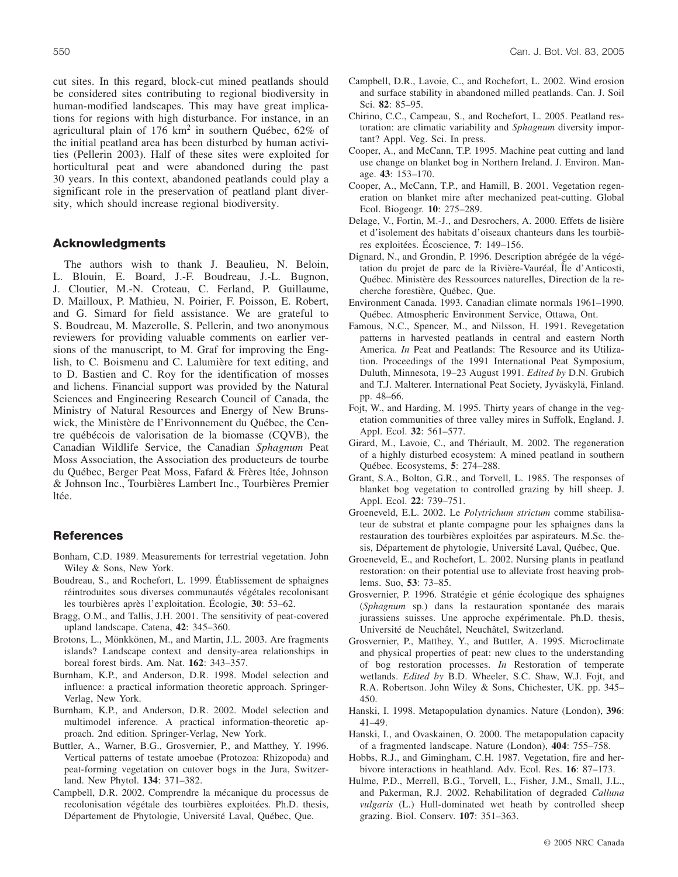cut sites. In this regard, block-cut mined peatlands should be considered sites contributing to regional biodiversity in human-modified landscapes. This may have great implications for regions with high disturbance. For instance, in an agricultural plain of 176 km$^2$ in southern Québec, 62% of the initial peatland area has been disturbed by human activities (Pellerin 2003). Half of these sites were exploited for horticultural peat and were abandoned during the past 30 years. In this context, abandoned peatlands could play a significant role in the preservation of peatland plant diversity, which should increase regional biodiversity.

## Acknowledgments

The authors wish to thank J. Beaulieu, N. Beloin, L. Blouin, E. Board, J.-F. Boudreau, J.-L. Bugnon, J. Cloutier, M.-N. Croteau, C. Ferland, P. Guillaume, D. Mailloux, P. Mathieu, N. Poirier, F. Poisson, E. Robert, and G. Simard for field assistance. We are grateful to S. Boudreau, M. Mazerolle, S. Pellerin, and two anonymous reviewers for providing valuable comments on earlier versions of the manuscript, to M. Graf for improving the English, to C. Boismenu and C. Lalumière for text editing, and to D. Bastien and C. Roy for the identification of mosses and lichens. Financial support was provided by the Natural Sciences and Engineering Research Council of Canada, the Ministry of Natural Resources and Energy of New Brunswick, the Ministère de l'Enrivonnement du Québec, the Centre québécois de valorisation de la biomasse (CQVB), the Canadian Wildlife Service, the Canadian *Sphagnum* Peat Moss Association, the Association des producteurs de tourbe du Québec, Berger Peat Moss, Fafard & Frères ltée, Johnson & Johnson Inc., Tourbières Lambert Inc., Tourbières Premier ltée.

## References

Bonham, C.D. 1989. Measurements for terrestrial vegetation. John Wiley & Sons, New York.

Boudreau, S., and Rochefort, L. 1999. Établissement de sphaignes réintroduites sous diverses communautés végétales recolonisant les tourbières après l'exploitation. Écologie, **30**: 53–62.

Bragg, O.M., and Tallis, J.H. 2001. The sensitivity of peat-covered upland landscape. Catena, **42**: 345–360.

Brotons, L., Mönkkönen, M., and Martin, J.L. 2003. Are fragments islands? Landscape context and density-area relationships in boreal forest birds. Am. Nat. **162**: 343–357.

Burnham, K.P., and Anderson, D.R. 1998. Model selection and influence: a practical information theoretic approach. Springer-Verlag, New York.

Burnham, K.P., and Anderson, D.R. 2002. Model selection and multimodel inference. A practical information-theoretic approach. 2nd edition. Springer-Verlag, New York.

Buttler, A., Warner, B.G., Grosvernier, P., and Matthey, Y. 1996. Vertical patterns of testate amoebae (Protozoa: Rhizopoda) and peat-forming vegetation on cutover bogs in the Jura, Switzerland. New Phytol. **134**: 371–382.

Campbell, D.R. 2002. Comprendre la mécanique du processus de recolonisation végétale des tourbières exploitées. Ph.D. thesis, Département de Phytologie, Université Laval, Québec, Que.

Campbell, D.R., Lavoie, C., and Rochefort, L. 2002. Wind erosion and surface stability in abandoned milled peatlands. Can. J. Soil Sci. **82**: 85–95.

Chirino, C.C., Campeau, S., and Rochefort, L. 2005. Peatland restoration: are climatic variability and *Sphagnum* diversity important? Appl. Veg. Sci. In press.

Cooper, A., and McCann, T.P. 1995. Machine peat cutting and land use change on blanket bog in Northern Ireland. J. Environ. Manage. **43**: 153–170.

Cooper, A., McCann, T.P., and Hamill, B. 2001. Vegetation regeneration on blanket mire after mechanized peat-cutting. Global Ecol. Biogeogr. **10**: 275–289.

Delage, V., Fortin, M.-J., and Desrochers, A. 2000. Effets de lisière et d'isolement des habitats d'oiseaux chanteurs dans les tourbières exploitées. Écoscience, **7**: 149–156.

Dignard, N., and Grondin, P. 1996. Description abrégée de la végétation du projet de parc de la Rivière-Vauréal, Île d'Anticosti, Québec. Ministère des Ressources naturelles, Direction de la recherche forestière, Québec, Que.

Environment Canada. 1993. Canadian climate normals 1961–1990. Québec. Atmospheric Environment Service, Ottawa, Ont.

Famous, N.C., Spencer, M., and Nilsson, H. 1991. Revegetation patterns in harvested peatlands in central and eastern North America. *In* Peat and Peatlands: The Resource and its Utilization. Proceedings of the 1991 International Peat Symposium, Duluth, Minnesota, 19–23 August 1991. *Edited by* D.N. Grubich and T.J. Malterer. International Peat Society, Jyväskylä, Finland. pp. 48–66.

Fojt, W., and Harding, M. 1995. Thirty years of change in the vegetation communities of three valley mires in Suffolk, England. J. Appl. Ecol. **32**: 561–577.

Girard, M., Lavoie, C., and Thériault, M. 2002. The regeneration of a highly disturbed ecosystem: A mined peatland in southern Québec. Ecosystems, **5**: 274–288.

Grant, S.A., Bolton, G.R., and Torvell, L. 1985. The responses of blanket bog vegetation to controlled grazing by hill sheep. J. Appl. Ecol. **22**: 739–751.

Groeneveld, E.L. 2002. Le *Polytrichum strictum* comme stabilisateur de substrat et plante compagne pour les sphaignes dans la restauration des tourbières exploitées par aspirateurs. M.Sc. thesis, Département de phytologie, Université Laval, Québec, Que.

Groeneveld, E., and Rochefort, L. 2002. Nursing plants in peatland restoration: on their potential use to alleviate frost heaving problems. Suo, **53**: 73–85.

Grosvernier, P. 1996. Stratégie et génie écologique des sphaignes (*Sphagnum* sp.) dans la restauration spontanée des marais jurassiens suisses. Une approche expérimentale. Ph.D. thesis, Université de Neuchâtel, Neuchâtel, Switzerland.

Grosvernier, P., Matthey, Y., and Buttler, A. 1995. Microclimate and physical properties of peat: new clues to the understanding of bog restoration processes. *In* Restoration of temperate wetlands. *Edited by* B.D. Wheeler, S.C. Shaw, W.J. Fojt, and R.A. Robertson. John Wiley & Sons, Chichester, UK. pp. 345–450.

Hanski, I. 1998. Metapopulation dynamics. Nature (London), **396**: 41–49.

Hanski, I., and Ovaskainen, O. 2000. The metapopulation capacity of a fragmented landscape. Nature (London), **404**: 755–758.

Hobbs, R.J., and Gimingham, C.H. 1987. Vegetation, fire and herbivore interactions in heathland. Adv. Ecol. Res. **16**: 87–173.

Hulme, P.D., Merrell, B.G., Torvell, L., Fisher, J.M., Small, J.L., and Pakerman, R.J. 2002. Rehabilitation of degraded *Calluna vulgaris* (L.) Hull-dominated wet heath by controlled sheep grazing. Biol. Conserv. **107**: 351–363.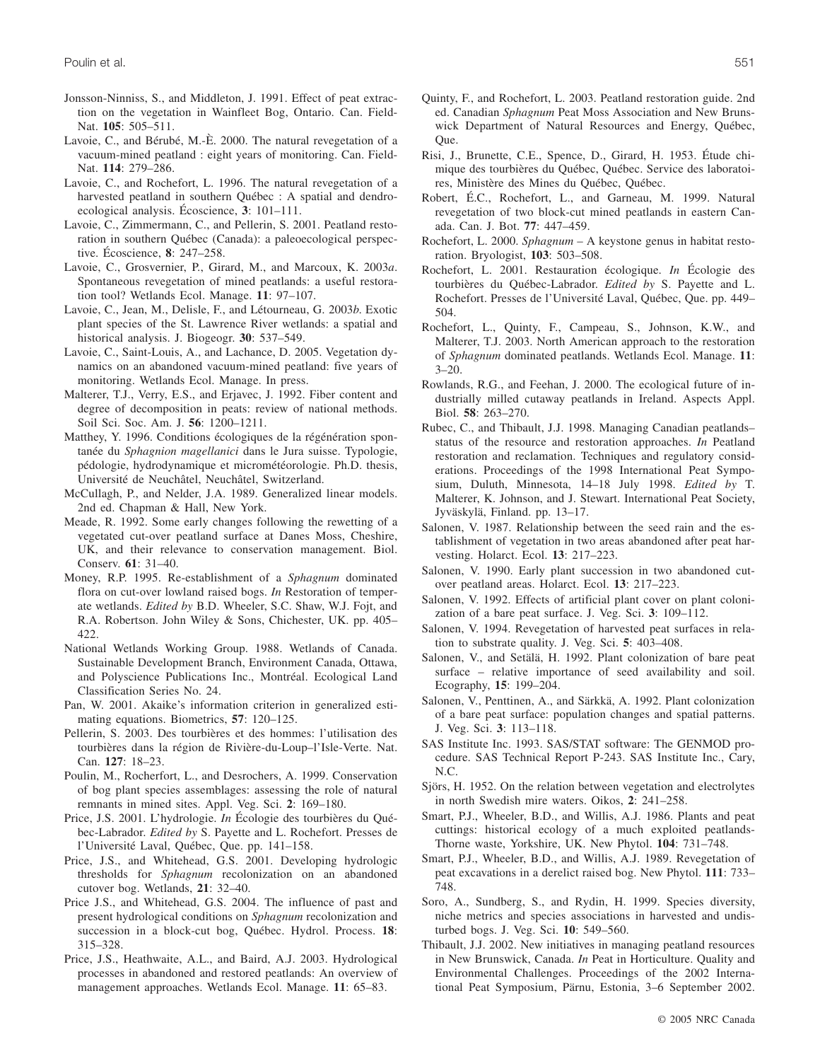Jonsson-Ninniss, S., and Middleton, J. 1991. Effect of peat extraction on the vegetation in Wainfleet Bog, Ontario. Can. Field-Nat. **105**: 505–511.

Lavoie, C., and Bérubé, M.-È. 2000. The natural revegetation of a vacuum-mined peatland : eight years of monitoring. Can. Field-Nat. **114**: 279–286.

Lavoie, C., and Rochefort, L. 1996. The natural revegetation of a harvested peatland in southern Québec : A spatial and dendroecological analysis. Écoscience, **3**: 101–111.

Lavoie, C., Zimmermann, C., and Pellerin, S. 2001. Peatland restoration in southern Québec (Canada): a paleoecological perspective. Écoscience, **8**: 247–258.

Lavoie, C., Grosvernier, P., Girard, M., and Marcoux, K. 2003*a*. Spontaneous revegetation of mined peatlands: a useful restoration tool? Wetlands Ecol. Manage. **11**: 97–107.

Lavoie, C., Jean, M., Delisle, F., and Létourneau, G. 2003*b*. Exotic plant species of the St. Lawrence River wetlands: a spatial and historical analysis. J. Biogeogr. **30**: 537–549.

Lavoie, C., Saint-Louis, A., and Lachance, D. 2005. Vegetation dynamics on an abandoned vacuum-mined peatland: five years of monitoring. Wetlands Ecol. Manage. In press.

Malterer, T.J., Verry, E.S., and Erjavec, J. 1992. Fiber content and degree of decomposition in peats: review of national methods. Soil Sci. Soc. Am. J. **56**: 1200–1211.

Matthey, Y. 1996. Conditions écologiques de la régénération spontanée du *Sphagnion magellanici* dans le Jura suisse. Typologie, pédologie, hydrodynamique et microméteorologie. Ph.D. thesis, Université de Neuchâtel, Neuchâtel, Switzerland.

McCullagh, P., and Nelder, J.A. 1989. Generalized linear models. 2nd ed. Chapman & Hall, New York.

Meade, R. 1992. Some early changes following the rewetting of a vegetated cut-over peatland surface at Danes Moss, Cheshire, UK, and their relevance to conservation management. Biol. Conserv. **61**: 31–40.

Money, R.P. 1995. Re-establishment of a *Sphagnum* dominated flora on cut-over lowland raised bogs. *In* Restoration of temperate wetlands. *Edited by* B.D. Wheeler, S.C. Shaw, W.J. Fojt, and R.A. Robertson. John Wiley & Sons, Chichester, UK. pp. 405–422.

National Wetlands Working Group. 1988. Wetlands of Canada. Sustainable Development Branch, Environment Canada, Ottawa, and Polyscience Publications Inc., Montréal. Ecological Land Classification Series No. 24.

Pan, W. 2001. Akaike's information criterion in generalized estimating equations. Biometrics, **57**: 120–125.

Pellerin, S. 2003. Des tourbières et des hommes: l'utilisation des tourbières dans la région de Rivière-du-Loup–l'Isle-Verte. Nat. Can. **127**: 18–23.

Poulin, M., Rocherfort, L., and Desrochers, A. 1999. Conservation of bog plant species assemblages: assessing the role of natural remnants in mined sites. Appl. Veg. Sci. **2**: 169–180.

Price, J.S. 2001. L'hydrologie. *In* Écologie des tourbières du Québec-Labrador. *Edited by* S. Payette and L. Rochefort. Presses de l'Université Laval, Québec, Que. pp. 141–158.

Price, J.S., and Whitehead, G.S. 2001. Developing hydrologic thresholds for *Sphagnum* recolonization on an abandoned cutover bog. Wetlands, **21**: 32–40.

Price J.S., and Whitehead, G.S. 2004. The influence of past and present hydrological conditions on *Sphagnum* recolonization and succession in a block-cut bog, Québec. Hydrol. Process. **18**: 315–328.

Price, J.S., Heathwaite, A.L., and Baird, A.J. 2003. Hydrological processes in abandoned and restored peatlands: An overview of management approaches. Wetlands Ecol. Manage. **11**: 65–83.

Quinty, F., and Rochefort, L. 2003. Peatland restoration guide. 2nd ed. Canadian *Sphagnum* Peat Moss Association and New Brunswick Department of Natural Resources and Energy, Québec, Que.

Risi, J., Brunette, C.E., Spence, D., Girard, H. 1953. Étude chimique des tourbières du Québec, Québec. Service des laboratoires, Ministère des Mines du Québec, Québec.

Robert, É.C., Rochefort, L., and Garneau, M. 1999. Natural revegetation of two block-cut mined peatlands in eastern Canada. Can. J. Bot. **77**: 447–459.

Rochefort, L. 2000. *Sphagnum* – A keystone genus in habitat restoration. Bryologist, **103**: 503–508.

Rochefort, L. 2001. Restauration écologique. *In* Écologie des tourbières du Québec-Labrador. *Edited by* S. Payette and L. Rochefort. Presses de l'Université Laval, Québec, Que. pp. 449–504.

Rochefort, L., Quinty, F., Campeau, S., Johnson, K.W., and Malterer, T.J. 2003. North American approach to the restoration of *Sphagnum* dominated peatlands. Wetlands Ecol. Manage. **11**: 3–20.

Rowlands, R.G., and Feehan, J. 2000. The ecological future of industrially milled cutaway peatlands in Ireland. Aspects Appl. Biol. **58**: 263–270.

Rubec, C., and Thibault, J.J. 1998. Managing Canadian peatlands– status of the resource and restoration approaches. *In* Peatland restoration and reclamation. Techniques and regulatory considerations. Proceedings of the 1998 International Peat Symposium, Duluth, Minnesota, 14–18 July 1998. *Edited by* T. Malterer, K. Johnson, and J. Stewart. International Peat Society, Jyväskylä, Finland. pp. 13–17.

Salonen, V. 1987. Relationship between the seed rain and the establishment of vegetation in two areas abandoned after peat harvesting. Holarct. Ecol. **13**: 217–223.

Salonen, V. 1990. Early plant succession in two abandoned cutover peatland areas. Holarct. Ecol. **13**: 217–223.

Salonen, V. 1992. Effects of artificial plant cover on plant colonization of a bare peat surface. J. Veg. Sci. **3**: 109–112.

Salonen, V. 1994. Revegetation of harvested peat surfaces in relation to substrate quality. J. Veg. Sci. **5**: 403–408.

Salonen, V., and Setälä, H. 1992. Plant colonization of bare peat surface – relative importance of seed availability and soil. Ecography, **15**: 199–204.

Salonen, V., Penttinen, A., and Särkkä, A. 1992. Plant colonization of a bare peat surface: population changes and spatial patterns. J. Veg. Sci. **3**: 113–118.

SAS Institute Inc. 1993. SAS/STAT software: The GENMOD procedure. SAS Technical Report P-243. SAS Institute Inc., Cary, N.C.

Sjörs, H. 1952. On the relation between vegetation and electrolytes in north Swedish mire waters. Oikos, **2**: 241–258.

Smart, P.J., Wheeler, B.D., and Willis, A.J. 1986. Plants and peat cuttings: historical ecology of a much exploited peatlands-Thorne waste, Yorkshire, UK. New Phytol. **104**: 731–748.

Smart, P.J., Wheeler, B.D., and Willis, A.J. 1989. Revegetation of peat excavations in a derelict raised bog. New Phytol. **111**: 733–748.

Soro, A., Sundberg, S., and Rydin, H. 1999. Species diversity, niche metrics and species associations in harvested and undisturbed bogs. J. Veg. Sci. **10**: 549–560.

Thibault, J.J. 2002. New initiatives in managing peatland resources in New Brunswick, Canada. *In* Peat in Horticulture. Quality and Environmental Challenges. Proceedings of the 2002 International Peat Symposium, Pärnu, Estonia, 3–6 September 2002.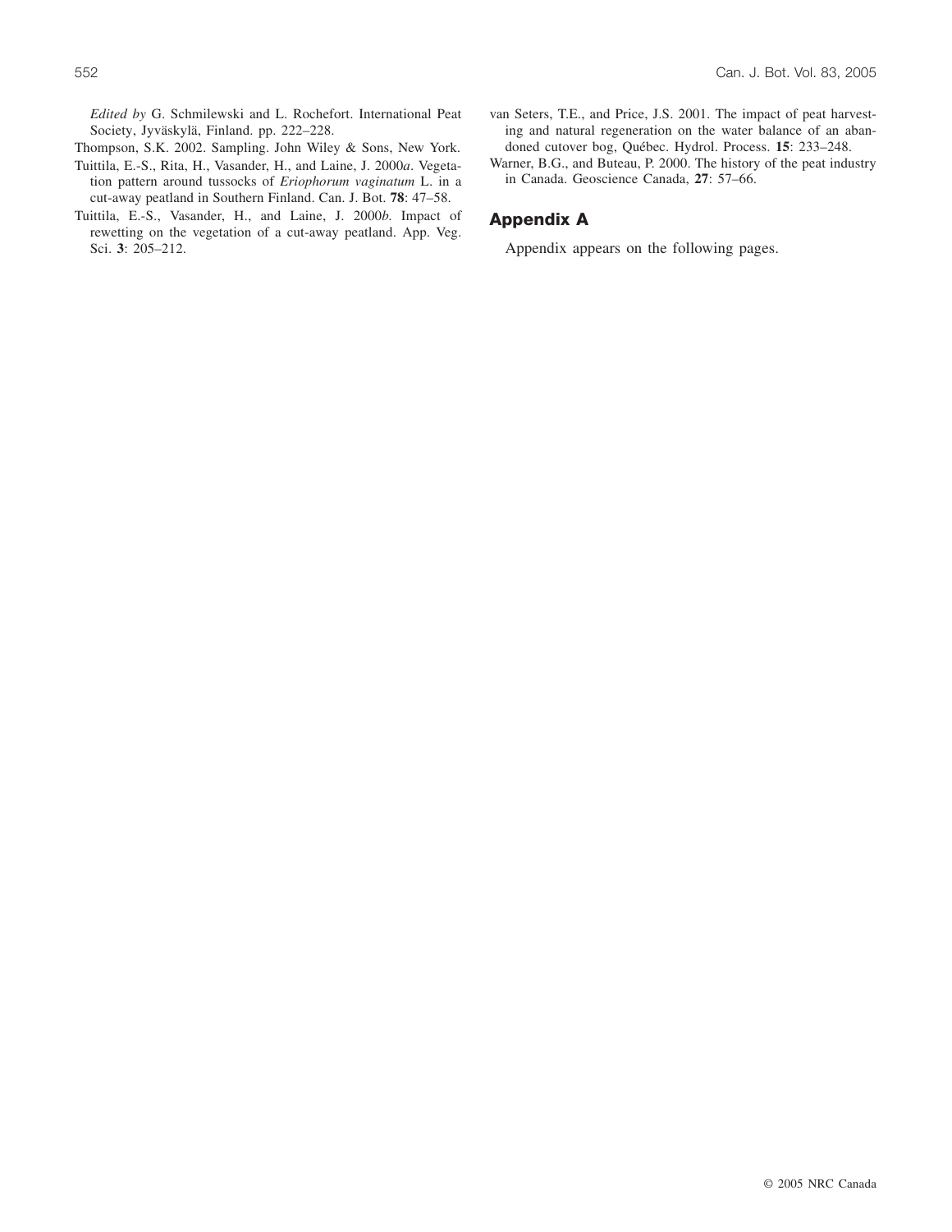*Edited by* G. Schmilewski and L. Rochefort. International Peat Society, Jyväskylä, Finland. pp. 222–228.

Thompson, S.K. 2002. Sampling. John Wiley & Sons, New York.

Tuittila, E.-S., Rita, H., Vasander, H., and Laine, J. 2000*a*. Vegetation pattern around tussocks of *Eriophorum vaginatum* L. in a cut-away peatland in Southern Finland. Can. J. Bot. **78**: 47–58.

Tuittila, E.-S., Vasander, H., and Laine, J. 2000*b*. Impact of rewetting on the vegetation of a cut-away peatland. App. Veg. Sci. **3**: 205–212.

van Seters, T.E., and Price, J.S. 2001. The impact of peat harvesting and natural regeneration on the water balance of an abandoned cutover bog, Québec. Hydrol. Process. **15**: 233–248.

Warner, B.G., and Buteau, P. 2000. The history of the peat industry in Canada. Geoscience Canada, **27**: 57–66.

## Appendix A

Appendix appears on the following pages.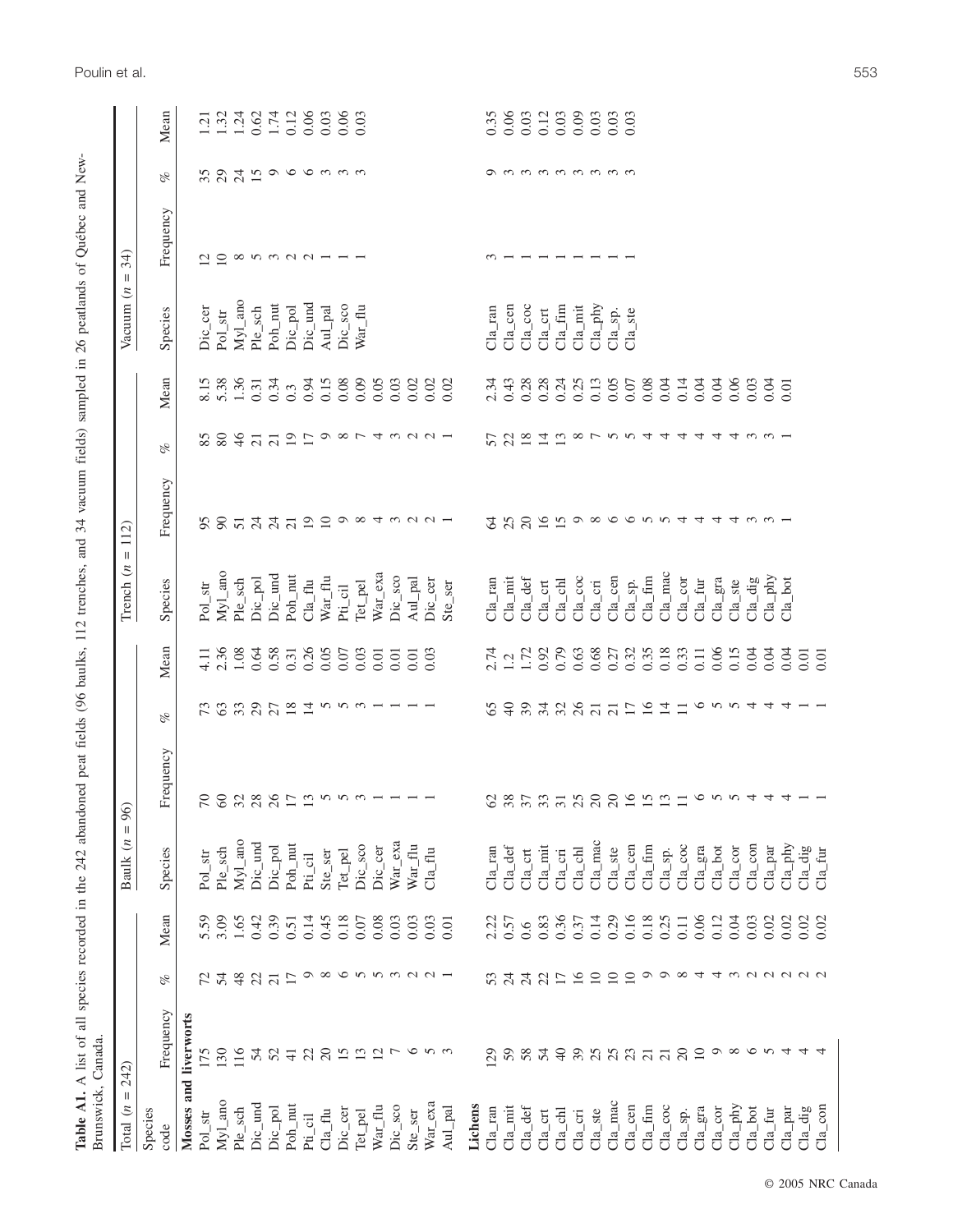**Table A1.** A list of all species recorded in the 242 abandoned peat fields (96 baulks, 112 trenches, and 34 vacuum fields) sampled in 26 peatlands of Québec and New-Brunswick, Canada.

| Total (n = 242) | | | | Baulk (n = 96) | | | | Trench (n = 112) | | | | Vacuum (n = 34) | | | |
|---|---|---|---|---|---|---|---|---|---|---|---|---|---|---|---|
| Species code | Frequency | % | Mean | Species | Frequency | % | Mean | Species | Frequency | % | Mean | Species | Frequency | % | Mean |
| **Mosses and liverworts** | | | | | | | | | | | | | | | |
| Pol_str | 175 | 72 | 5.59 | Pol_str | 70 | 73 | 4.11 | Pol_str | 95 | 85 | 8.15 | Dic_cer | 12 | 35 | 1.21 |
| Myl_ano | 130 | 54 | 3.09 | Ple_sch | 60 | 63 | 2.36 | Myl_ano | 90 | 80 | 5.38 | Pol_str | 10 | 29 | 1.32 |
| Ple_sch | 116 | 48 | 1.65 | Myl_ano | 32 | 33 | 1.08 | Ple_sch | 51 | 46 | 1.36 | Myl_ano | 8 | 24 | 1.24 |
| Dic_und | 54 | 22 | 0.42 | Dic_und | 28 | 29 | 0.64 | Dic_pol | 24 | 21 | 0.31 | Ple_sch | 5 | 15 | 0.62 |
| Dic_pol | 52 | 21 | 0.39 | Dic_pol | 26 | 27 | 0.58 | Dic_und | 24 | 21 | 0.34 | Poh_nut | 3 | 9 | 1.74 |
| Poh_nut | 41 | 17 | 0.51 | Poh_nut | 17 | 18 | 0.31 | Poh_nut | 21 | 19 | 0.3 | Dic_pol | 2 | 6 | 0.12 |
| Pti_cil | 22 | 9 | 0.14 | Pti_cil | 13 | 14 | 0.26 | Cla_flu | 19 | 17 | 0.94 | Dic_und | 2 | 6 | 0.06 |
| Cla_flu | 20 | 8 | 0.45 | Ste_ser | 5 | 5 | 0.05 | War_flu | 10 | 9 | 0.15 | Aul_pal | 1 | 3 | 0.03 |
| Dic_cer | 15 | 6 | 0.18 | Tet_pel | 5 | 5 | 0.07 | Pti_cil | 9 | 8 | 0.08 | Dic_sco | 1 | 3 | 0.06 |
| Tet_pel | 13 | 5 | 0.07 | Dic_sco | 3 | 3 | 0.03 | Tet_pel | 8 | 7 | 0.09 | War_flu | 1 | 3 | 0.03 |
| War_flu | 12 | 5 | 0.08 | Dic_cer | 1 | 1 | 0.01 | War_exa | 4 | 4 | 0.05 | | | | |
| Dic_sco | 7 | 3 | 0.03 | War_exa | 1 | 1 | 0.01 | Dic_sco | 3 | 3 | 0.03 | | | | |
| Ste_ser | 6 | 2 | 0.03 | War_flu | 1 | 1 | 0.01 | Aul_pal | 2 | 2 | 0.02 | | | | |
| War_exa | 5 | 2 | 0.03 | Cla_flu | 1 | 1 | 0.03 | Dic_cer | 2 | 2 | 0.02 | | | | |
| Aul_pal | 3 | 1 | 0.01 | | | | | Ste_ser | 1 | 1 | 0.02 | | | | |
| **Lichens** | | | | | | | | | | | | | | | |
| Cla_ran | 129 | 53 | 2.22 | Cla_ran | 62 | 65 | 2.74 | Cla_ran | 64 | 57 | 2.34 | Cla_ran | 3 | 9 | 0.35 |
| Cla_mit | 59 | 24 | 0.57 | Cla_def | 38 | 40 | 1.2 | Cla_mit | 25 | 22 | 0.43 | Cla_cen | 1 | 3 | 0.06 |
| Cla_def | 58 | 24 | 0.6 | Cla_crt | 37 | 39 | 1.72 | Cla_def | 20 | 18 | 0.28 | Cla_coc | 1 | 3 | 0.03 |
| Cla_crt | 54 | 22 | 0.83 | Cla_mit | 33 | 34 | 0.92 | Cla_crt | 16 | 14 | 0.28 | Cla_crt | 1 | 3 | 0.12 |
| Cla_chl | 40 | 17 | 0.36 | Cla_cri | 31 | 32 | 0.79 | Cla_chl | 15 | 13 | 0.24 | Cla_fim | 1 | 3 | 0.03 |
| Cla_cri | 39 | 16 | 0.37 | Cla_chl | 25 | 26 | 0.63 | Cla_coc | 9 | 8 | 0.25 | Cla_mit | 1 | 3 | 0.09 |
| Cla_ste | 25 | 10 | 0.14 | Cla_mac | 20 | 21 | 0.68 | Cla_cri | 8 | 7 | 0.13 | Cla_phy | 1 | 3 | 0.03 |
| Cla_mac | 25 | 10 | 0.29 | Cla_ste | 20 | 21 | 0.27 | Cla_cen | 6 | 5 | 0.05 | Cla_sp. | 1 | 3 | 0.03 |
| Cla_cen | 23 | 10 | 0.16 | Cla_cen | 16 | 17 | 0.32 | Cla_sp. | 6 | 5 | 0.07 | Cla_ste | 1 | 3 | 0.03 |
| Cla_fim | 21 | 9 | 0.18 | Cla_fim | 15 | 16 | 0.35 | Cla_fim | 5 | 4 | 0.08 | | | | |
| Cla_coc | 21 | 9 | 0.25 | Cla_sp. | 13 | 14 | 0.18 | Cla_mac | 5 | 4 | 0.04 | | | | |
| Cla_sp. | 20 | 8 | 0.11 | Cla_coc | 11 | 11 | 0.33 | Cla_cor | 4 | 4 | 0.14 | | | | |
| Cla_gra | 10 | 4 | 0.06 | Cla_gra | 6 | 6 | 0.11 | Cla_fur | 4 | 4 | 0.04 | | | | |
| Cla_cor | 9 | 4 | 0.12 | Cla_bot | 5 | 5 | 0.06 | Cla_gra | 4 | 4 | 0.04 | | | | |
| Cla_phy | 8 | 3 | 0.04 | Cla_cor | 5 | 5 | 0.15 | Cla_ste | 4 | 4 | 0.06 | | | | |
| Cla_bot | 6 | 2 | 0.03 | Cla_con | 4 | 4 | 0.04 | Cla_dig | 3 | 3 | 0.03 | | | | |
| Cla_fur | 5 | 2 | 0.02 | Cla_par | 4 | 4 | 0.04 | Cla_phy | 3 | 3 | 0.04 | | | | |
| Cla_par | 4 | 2 | 0.02 | Cla_phy | 4 | 4 | 0.04 | Cla_bot | 1 | 1 | 0.01 | | | | |
| Cla_dig | 4 | 2 | 0.02 | Cla_dig | 1 | 1 | 0.01 | | | | | | | | |
| Cla_con | 4 | 2 | 0.02 | Cla_fur | 1 | 1 | 0.01 | | | | | | | | |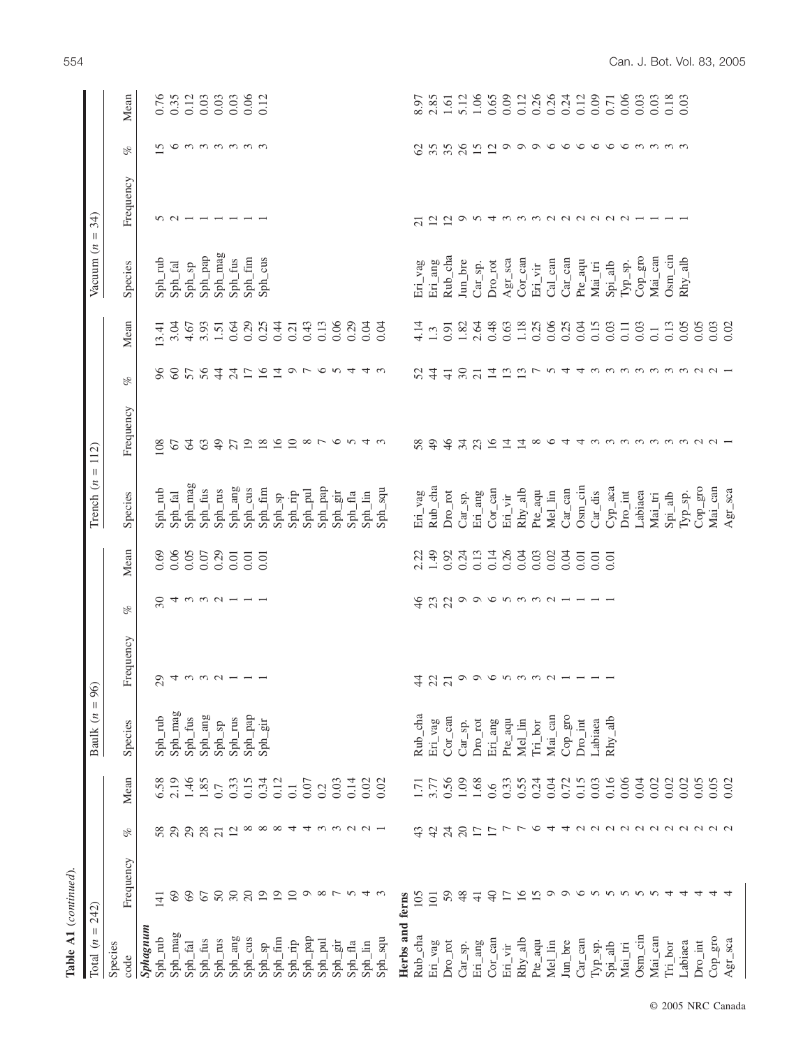**Table A1** (*continued*).

| Total (n = 242) | | | | Baulk (n = 96) | | | | Trench (n = 112) | | | | Vacuum (n = 34) | | | |
|---|---|---|---|---|---|---|---|---|---|---|---|---|---|---|---|
| Species code | Frequency | % | Mean | Species | Frequency | % | Mean | Species | Frequency | % | Mean | Species | Frequency | % | Mean |
| ***Sphagnum*** | | | | | | | | | | | | | | | |
| Sph_rub | 141 | 58 | 6.58 | Sph_rub | 29 | 30 | 0.69 | Sph_rub | 108 | 96 | 13.41 | Sph_rub | 5 | 15 | 0.76 |
| Sph_mag | 69 | 29 | 2.19 | Sph_mag | 4 | 4 | 0.06 | Sph_fal | 67 | 60 | 3.04 | Sph_fal | 2 | 6 | 0.35 |
| Sph_fal | 69 | 29 | 1.46 | Sph_fus | 3 | 3 | 0.05 | Sph_mag | 64 | 57 | 4.67 | Sph_sp | 1 | 3 | 0.12 |
| Sph_fus | 67 | 28 | 1.85 | Sph_ang | 3 | 3 | 0.07 | Sph_fus | 63 | 56 | 3.93 | Sph_pap | 1 | 3 | 0.03 |
| Sph_rus | 50 | 21 | 0.7 | Sph_sp | 2 | 2 | 0.29 | Sph_rus | 49 | 44 | 1.51 | Sph_mag | 1 | 3 | 0.03 |
| Sph_ang | 30 | 12 | 0.33 | Sph_rus | 1 | 1 | 0.01 | Sph_ang | 27 | 24 | 0.64 | Sph_fus | 1 | 3 | 0.03 |
| Sph_cus | 20 | 8 | 0.15 | Sph_pap | 1 | 1 | 0.01 | Sph_cus | 19 | 17 | 0.29 | Sph_fim | 1 | 3 | 0.06 |
| Sph_sp | 19 | 8 | 0.34 | Sph_gir | 1 | 1 | 0.01 | Sph_fim | 18 | 16 | 0.25 | Sph_cus | 1 | 3 | 0.12 |
| Sph_fim | 19 | 8 | 0.12 | | | | | Sph_sp | 16 | 14 | 0.44 | | | | |
| Sph_rip | 10 | 4 | 0.1 | | | | | Sph_rip | 10 | 9 | 0.21 | | | | |
| Sph_pap | 9 | 4 | 0.07 | | | | | Sph_pul | 8 | 7 | 0.43 | | | | |
| Sph_pul | 8 | 3 | 0.2 | | | | | Sph_pap | 7 | 6 | 0.13 | | | | |
| Sph_gir | 7 | 3 | 0.03 | | | | | Sph_gir | 6 | 5 | 0.06 | | | | |
| Sph_fla | 5 | 2 | 0.14 | | | | | Sph_fla | 5 | 4 | 0.29 | | | | |
| Sph_lin | 4 | 2 | 0.02 | | | | | Sph_lin | 4 | 4 | 0.04 | | | | |
| Sph_squ | 3 | 1 | 0.02 | | | | | Sph_squ | 3 | 3 | 0.04 | | | | |
| **Herbs and ferns** | | | | | | | | | | | | | | | |
| Rub_cha | 105 | 43 | 1.71 | Rub_cha | 44 | 46 | 2.22 | Eri_vag | 58 | 52 | 4.14 | Eri_vag | 21 | 62 | 8.97 |
| Eri_vag | 101 | 42 | 3.77 | Eri_vag | 22 | 23 | 1.49 | Rub_cha | 49 | 44 | 1.3 | Eri_ang | 12 | 35 | 2.85 |
| Dro_rot | 59 | 24 | 0.56 | Cor_can | 21 | 22 | 0.92 | Dro_rot | 46 | 41 | 0.91 | Rub_cha | 12 | 35 | 1.61 |
| Car_sp. | 48 | 20 | 1.09 | Car_sp. | 9 | 9 | 0.24 | Car_sp. | 34 | 30 | 1.82 | Jun_bre | 9 | 26 | 5.12 |
| Eri_ang | 41 | 17 | 1.68 | Dro_rot | 9 | 9 | 0.13 | Eri_ang | 23 | 21 | 2.64 | Car_sp. | 5 | 15 | 1.06 |
| Cor_can | 40 | 17 | 0.6 | Eri_ang | 6 | 6 | 0.14 | Cor_can | 16 | 14 | 0.48 | Dro_rot | 4 | 12 | 0.65 |
| Eri_vir | 17 | 7 | 0.33 | Pte_aqu | 5 | 5 | 0.26 | Eri_vir | 14 | 13 | 0.63 | Agr_sca | 3 | 9 | 0.09 |
| Rhy_alb | 16 | 7 | 0.55 | Mel_lin | 3 | 3 | 0.04 | Rhy_alb | 14 | 13 | 1.18 | Cor_can | 3 | 9 | 0.12 |
| Pte_aqu | 15 | 6 | 0.24 | Tri_bor | 3 | 3 | 0.03 | Pte_aqu | 8 | 7 | 0.25 | Eri_vir | 3 | 9 | 0.26 |
| Mel_lin | 9 | 4 | 0.04 | Mai_can | 2 | 2 | 0.02 | Mel_lin | 6 | 5 | 0.06 | Cal_can | 2 | 6 | 0.26 |
| Jun_bre | 9 | 4 | 0.72 | Cop_gro | 1 | 1 | 0.04 | Car_can | 4 | 4 | 0.25 | Car_can | 2 | 6 | 0.24 |
| Car_can | 6 | 2 | 0.15 | Dro_int | 1 | 1 | 0.01 | Osm_cin | 4 | 4 | 0.04 | Pte_aqu | 2 | 6 | 0.12 |
| Typ_sp. | 5 | 2 | 0.03 | Labiaea | 1 | 1 | 0.01 | Car_dis | 3 | 3 | 0.15 | Mai_tri | 2 | 6 | 0.09 |
| Spi_alb | 5 | 2 | 0.16 | Rhy_alb | 1 | 1 | 0.01 | Cyp_aca | 3 | 3 | 0.03 | Spi_alb | 2 | 6 | 0.71 |
| Mai_tri | 5 | 2 | 0.06 | | | | | Dro_int | 3 | 3 | 0.11 | Typ_sp. | 2 | 6 | 0.06 |
| Osm_cin | 5 | 2 | 0.04 | | | | | Labiaea | 3 | 3 | 0.03 | Cop_gro | 1 | 3 | 0.03 |
| Mai_can | 5 | 2 | 0.02 | | | | | Mai_tri | 3 | 3 | 0.1 | Mai_can | 1 | 3 | 0.03 |
| Tri_bor | 4 | 2 | 0.02 | | | | | Spi_alb | 3 | 3 | 0.13 | Osm_cin | 1 | 3 | 0.18 |
| Labiaea | 4 | 2 | 0.02 | | | | | Typ_sp. | 3 | 3 | 0.05 | Rhy_alb | 1 | 3 | 0.03 |
| Dro_int | 4 | 2 | 0.05 | | | | | Cop_gro | 2 | 2 | 0.05 | | | | |
| Cop_gro | 4 | 2 | 0.05 | | | | | Mai_can | 2 | 2 | 0.03 | | | | |
| Agr_sca | 4 | 2 | 0.02 | | | | | Agr_sca | 1 | 1 | 0.02 | | | | |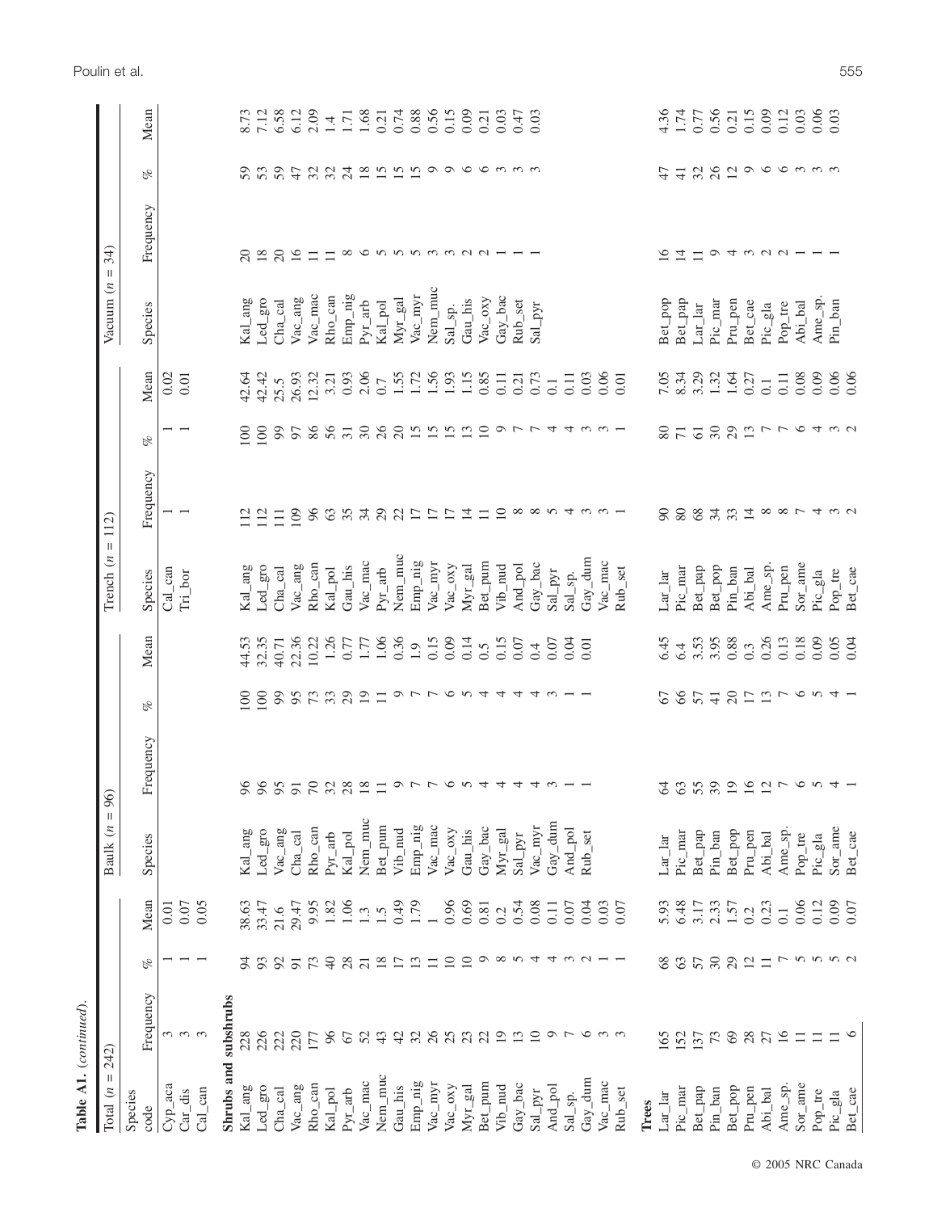**Table A1.** (*continued*).

| Total (n = 242) | | | | Baulk (n = 96) | | | | Trench (n = 112) | | | | Vacuum (n = 34) | | | |
|---|---|---|---|---|---|---|---|---|---|---|---|---|---|---|---|
| Species code | Frequency | % | Mean | Species | Frequency | % | Mean | Species | Frequency | % | Mean | Species | Frequency | % | Mean |
| Cyp_aca | 3 | 1 | 0.01 | | | | | Cal_can | 1 | 1 | 0.02 | | | | |
| Car_dis | 3 | 1 | 0.07 | | | | | Tri_bor | 1 | 1 | 0.01 | | | | |
| Cal_can | 3 | 1 | 0.05 | | | | | | | | | | | | |
| **Shrubs and subshrubs** | | | | | | | | | | | | | | | |
| Kal_ang | 228 | 94 | 38.63 | Kal_ang | 96 | 100 | 44.53 | Kal_ang | 112 | 100 | 42.64 | Kal_ang | 20 | 59 | 8.73 |
| Led_gro | 226 | 93 | 33.47 | Led_gro | 96 | 100 | 32.35 | Led_gro | 112 | 100 | 42.42 | Led_gro | 18 | 53 | 7.12 |
| Cha_cal | 222 | 92 | 21.6 | Vac_ang | 95 | 99 | 40.71 | Cha_cal | 111 | 99 | 25.5 | Cha_cal | 20 | 59 | 6.58 |
| Vac_ang | 220 | 91 | 29.47 | Cha_cal | 91 | 95 | 22.36 | Vac_ang | 109 | 97 | 26.93 | Vac_ang | 16 | 47 | 6.12 |
| Rho_can | 177 | 73 | 9.95 | Rho_can | 70 | 73 | 10.22 | Rho_can | 96 | 86 | 12.32 | Vac_mac | 11 | 32 | 2.09 |
| Kal_pol | 96 | 40 | 1.82 | Pyr_arb | 32 | 33 | 1.26 | Kal_pol | 63 | 56 | 3.21 | Rho_can | 11 | 32 | 1.4 |
| Pyr_arb | 67 | 28 | 1.06 | Kal_pol | 28 | 29 | 0.77 | Gau_his | 35 | 31 | 0.93 | Emp_nig | 8 | 24 | 1.71 |
| Vac_mac | 52 | 21 | 1.3 | Nem_muc | 18 | 19 | 1.77 | Vac_mac | 34 | 30 | 2.06 | Pyr_arb | 6 | 18 | 1.68 |
| Nem_muc | 43 | 18 | 1.5 | Bet_pum | 11 | 11 | 1.06 | Pyr_arb | 29 | 26 | 0.7 | Kal_pol | 5 | 15 | 0.21 |
| Gau_his | 42 | 17 | 0.49 | Vib_nud | 9 | 9 | 0.36 | Nem_muc | 22 | 20 | 1.55 | Myr_gal | 5 | 15 | 0.74 |
| Emp_nig | 32 | 13 | 1.79 | Emp_nig | 7 | 7 | 1.9 | Emp_nig | 17 | 15 | 1.72 | Vac_myr | 5 | 15 | 0.88 |
| Vac_myr | 26 | 11 | 1 | Vac_mac | 7 | 7 | 0.15 | Vac_myr | 17 | 15 | 1.56 | Nem_muc | 3 | 9 | 0.56 |
| Vac_oxy | 25 | 10 | 0.96 | Vac_oxy | 6 | 6 | 0.09 | Vac_oxy | 17 | 15 | 1.93 | Sal_sp. | 3 | 9 | 0.15 |
| Myr_gal | 23 | 10 | 0.69 | Gau_his | 5 | 5 | 0.14 | Myr_gal | 14 | 13 | 1.15 | Gau_his | 2 | 6 | 0.09 |
| Bet_pum | 22 | 9 | 0.81 | Gay_bac | 4 | 4 | 0.5 | Bet_pum | 11 | 10 | 0.85 | Vac_oxy | 2 | 6 | 0.21 |
| Vib_nud | 19 | 8 | 0.2 | Myr_gal | 4 | 4 | 0.15 | Vib_nud | 10 | 9 | 0.11 | Gay_bac | 1 | 3 | 0.03 |
| Gay_bac | 13 | 5 | 0.54 | Sal_pyr | 4 | 4 | 0.07 | And_pol | 8 | 7 | 0.21 | Rub_set | 1 | 3 | 0.47 |
| Sal_pyr | 10 | 4 | 0.08 | Vac_myr | 4 | 4 | 0.4 | Gay_bac | 8 | 7 | 0.73 | Sal_pyr | 1 | 3 | 0.03 |
| And_pol | 9 | 4 | 0.11 | Gay_dum | 3 | 3 | 0.07 | Sal_pyr | 5 | 4 | 0.1 | | | | |
| Sal_sp. | 7 | 3 | 0.07 | And_pol | 1 | 1 | 0.04 | Sal_sp. | 4 | 4 | 0.11 | | | | |
| Gay_dum | 6 | 2 | 0.04 | Rub_set | 1 | 1 | 0.01 | Gay_dum | 3 | 3 | 0.03 | | | | |
| Vac_mac | 3 | 1 | 0.03 | | | | | Vac_mac | 3 | 3 | 0.06 | | | | |
| Rub_set | 3 | 1 | 0.07 | | | | | Rub_set | 1 | 1 | 0.01 | | | | |
| **Trees** | | | | | | | | | | | | | | | |
| Lar_lar | 165 | 68 | 5.93 | Lar_lar | 64 | 67 | 6.45 | Lar_lar | 90 | 80 | 7.05 | Bet_pop | 16 | 47 | 4.36 |
| Pic_mar | 152 | 63 | 6.48 | Pic_mar | 63 | 66 | 6.4 | Pic_mar | 80 | 71 | 8.34 | Bet_pap | 14 | 41 | 1.74 |
| Bet_pap | 137 | 57 | 3.17 | Bet_pap | 55 | 57 | 3.53 | Bet_pap | 68 | 61 | 3.29 | Lar_lar | 11 | 32 | 0.77 |
| Pin_ban | 73 | 30 | 2.33 | Pin_ban | 39 | 41 | 3.95 | Bet_pop | 34 | 30 | 1.32 | Pic_mar | 9 | 26 | 0.56 |
| Bet_pop | 69 | 29 | 1.57 | Bet_pop | 19 | 20 | 0.88 | Pin_ban | 33 | 29 | 1.64 | Pru_pen | 4 | 12 | 0.21 |
| Pru_pen | 28 | 12 | 0.2 | Pru_pen | 16 | 17 | 0.3 | Abi_bal | 14 | 13 | 0.27 | Bet_cae | 3 | 9 | 0.15 |
| Abi_bal | 27 | 11 | 0.23 | Abi_bal | 12 | 13 | 0.26 | Ame_sp. | 8 | 7 | 0.1 | Pic_gla | 2 | 6 | 0.09 |
| Ame_sp. | 16 | 7 | 0.1 | Ame_sp. | 7 | 7 | 0.13 | Pru_pen | 8 | 7 | 0.11 | Pop_tre | 2 | 6 | 0.12 |
| Sor_ame | 11 | 5 | 0.06 | Pop_tre | 6 | 6 | 0.18 | Sor_ame | 7 | 6 | 0.08 | Abi_bal | 1 | 3 | 0.03 |
| Pop_tre | 11 | 5 | 0.12 | Pic_gla | 5 | 5 | 0.09 | Pic_gla | 4 | 4 | 0.09 | Ame_sp. | 1 | 3 | 0.06 |
| Pic_gla | 11 | 5 | 0.09 | Sor_ame | 4 | 4 | 0.05 | Pop_tre | 3 | 3 | 0.06 | Pin_ban | 1 | 3 | 0.03 |
| Bet_cae | 6 | 2 | 0.07 | Bet_cae | 1 | 1 | 0.04 | Bet_cae | 2 | 2 | 0.06 | | | | |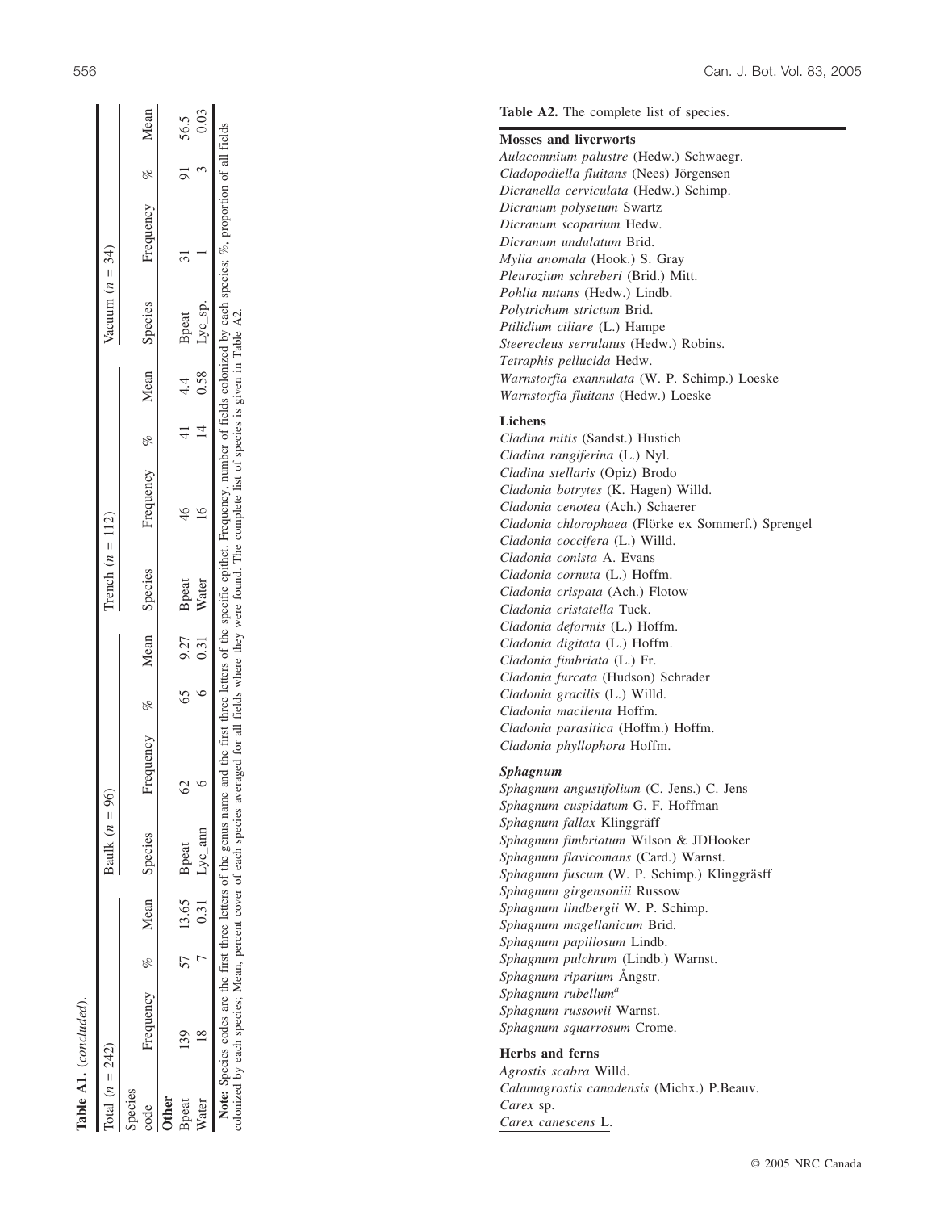**Table A1.** (*concluded*).

| Total (*n* = 242) | | | | Baulk (*n* = 96) | | | | Trench (*n* = 112) | | | | Vacuum (*n* = 34) | | | |
|---|---|---|---|---|---|---|---|---|---|---|---|---|---|---|---|
| Species code | Frequency | % | Mean | Species | Frequency | % | Mean | Species | Frequency | % | Mean | Species | Frequency | % | Mean |
| **Other** | | | | | | | | | | | | | | | |
| Bpeat | 139 | 57 | 13.65 | Bpeat | 62 | 65 | 9.27 | Bpeat | 46 | 41 | 4.4 | Bpeat | 31 | 91 | 56.5 |
| Water | 18 | 7 | 0.31 | Lyc_ann | 6 | 6 | 0.31 | Water | 16 | 14 | 0.58 | Lyc_sp. | 1 | 3 | 0.03 |

**Note:** Species codes are the first three letters of the genus name and the first three letters of the specific epithet. Frequency, number of fields colonized by each species; %, proportion of all fields colonized by each species; Mean, percent cover of each species averaged for all fields where they were found. The complete list of species is given in Table A2.

**Table A2.** The complete list of species.

**Mosses and liverworts**

*Aulacomnium palustre* (Hedw.) Schwaegr.
*Cladopodiella fluitans* (Nees) Jörgensen
*Dicranella cerviculata* (Hedw.) Schimp.
*Dicranum polysetum* Swartz
*Dicranum scoparium* Hedw.
*Dicranum undulatum* Brid.
*Mylia anomala* (Hook.) S. Gray
*Pleurozium schreberi* (Brid.) Mitt.
*Pohlia nutans* (Hedw.) Lindb.
*Polytrichum strictum* Brid.
*Ptilidium ciliare* (L.) Hampe
*Steerecleus serrulatus* (Hedw.) Robins.
*Tetraphis pellucida* Hedw.
*Warnstorfia exannulata* (W. P. Schimp.) Loeske
*Warnstorfia fluitans* (Hedw.) Loeske

**Lichens**

*Cladina mitis* (Sandst.) Hustich
*Cladina rangiferina* (L.) Nyl.
*Cladina stellaris* (Opiz) Brodo
*Cladonia botrytes* (K. Hagen) Willd.
*Cladonia cenotea* (Ach.) Schaerer
*Cladonia chlorophaea* (Flörke ex Sommerf.) Sprengel
*Cladonia coccifera* (L.) Willd.
*Cladonia conista* A. Evans
*Cladonia cornuta* (L.) Hoffm.
*Cladonia crispata* (Ach.) Flotow
*Cladonia cristatella* Tuck.
*Cladonia deformis* (L.) Hoffm.
*Cladonia digitata* (L.) Hoffm.
*Cladonia fimbriata* (L.) Fr.
*Cladonia furcata* (Hudson) Schrader
*Cladonia gracilis* (L.) Willd.
*Cladonia macilenta* Hoffm.
*Cladonia parasitica* (Hoffm.) Hoffm.
*Cladonia phyllophora* Hoffm.

***Sphagnum***

*Sphagnum angustifolium* (C. Jens.) C. Jens
*Sphagnum cuspidatum* G. F. Hoffman
*Sphagnum fallax* Klinggräff
*Sphagnum fimbriatum* Wilson & JDHooker
*Sphagnum flavicomans* (Card.) Warnst.
*Sphagnum fuscum* (W. P. Schimp.) Klinggräsff
*Sphagnum girgensoniii* Russow
*Sphagnum lindbergii* W. P. Schimp.
*Sphagnum magellanicum* Brid.
*Sphagnum papillosum* Lindb.
*Sphagnum pulchrum* (Lindb.) Warnst.
*Sphagnum riparium* Ångstr.
*Sphagnum rubellum*[a]
*Sphagnum russowii* Warnst.
*Sphagnum squarrosum* Crome.

**Herbs and ferns**

*Agrostis scabra* Willd.
*Calamagrostis canadensis* (Michx.) P.Beauv.
*Carex* sp.
*Carex canescens* L.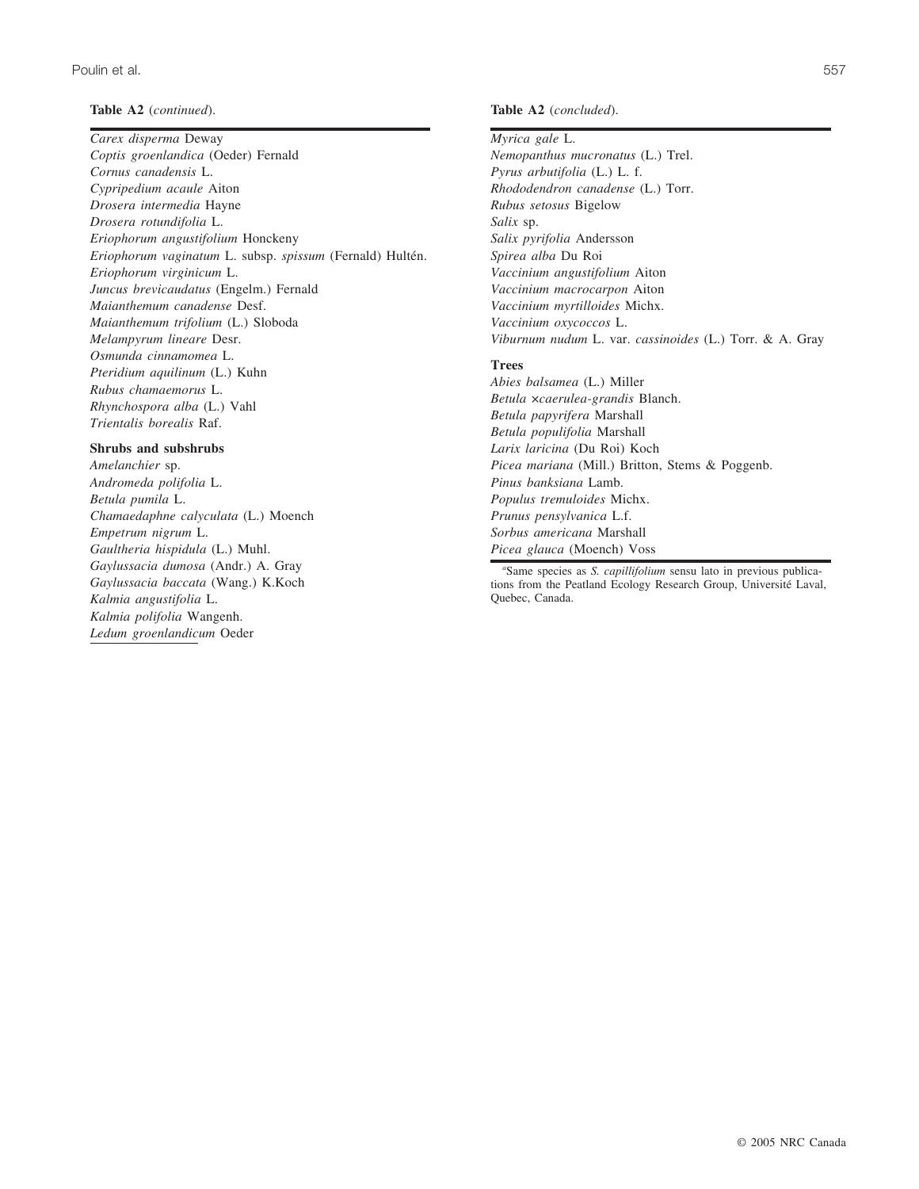**Table A2** (*continued*).

| |
|---|
| *Carex disperma* Deway |
| *Coptis groenlandica* (Oeder) Fernald |
| *Cornus canadensis* L. |
| *Cypripedium acaule* Aiton |
| *Drosera intermedia* Hayne |
| *Drosera rotundifolia* L. |
| *Eriophorum angustifolium* Honckeny |
| *Eriophorum vaginatum* L. subsp. *spissum* (Fernald) Hultén. |
| *Eriophorum virginicum* L. |
| *Juncus brevicaudatus* (Engelm.) Fernald |
| *Maianthemum canadense* Desf. |
| *Maianthemum trifolium* (L.) Sloboda |
| *Melampyrum lineare* Desr. |
| *Osmunda cinnamomea* L. |
| *Pteridium aquilinum* (L.) Kuhn |
| *Rubus chamaemorus* L. |
| *Rhynchospora alba* (L.) Vahl |
| *Trientalis borealis* Raf. |
| **Shrubs and subshrubs** |
| *Amelanchier* sp. |
| *Andromeda polifolia* L. |
| *Betula pumila* L. |
| *Chamaedaphne calyculata* (L.) Moench |
| *Empetrum nigrum* L. |
| *Gaultheria hispidula* (L.) Muhl. |
| *Gaylussacia dumosa* (Andr.) A. Gray |
| *Gaylussacia baccata* (Wang.) K.Koch |
| *Kalmia angustifolia* L. |
| *Kalmia polifolia* Wangenh. |
| *Ledum groenlandicum* Oeder |

**Table A2** (*concluded*).

| |
|---|
| *Myrica gale* L. |
| *Nemopanthus mucronatus* (L.) Trel. |
| *Pyrus arbutifolia* (L.) L. f. |
| *Rhododendron canadense* (L.) Torr. |
| *Rubus setosus* Bigelow |
| *Salix* sp. |
| *Salix pyrifolia* Andersson |
| *Spirea alba* Du Roi |
| *Vaccinium angustifolium* Aiton |
| *Vaccinium macrocarpon* Aiton |
| *Vaccinium myrtilloides* Michx. |
| *Vaccinium oxycoccos* L. |
| *Viburnum nudum* L. var. *cassinoides* (L.) Torr. & A. Gray |
| **Trees** |
| *Abies balsamea* (L.) Miller |
| *Betula* ×*caerulea-grandis* Blanch. |
| *Betula papyrifera* Marshall |
| *Betula populifolia* Marshall |
| *Larix laricina* (Du Roi) Koch |
| *Picea mariana* (Mill.) Britton, Stems & Poggenb. |
| *Pinus banksiana* Lamb. |
| *Populus tremuloides* Michx. |
| *Prunus pensylvanica* L.f. |
| *Sorbus americana* Marshall |
| *Picea glauca* (Moench) Voss |

[a]Same species as *S. capillifolium* sensu lato in previous publications from the Peatland Ecology Research Group, Université Laval, Quebec, Canada.